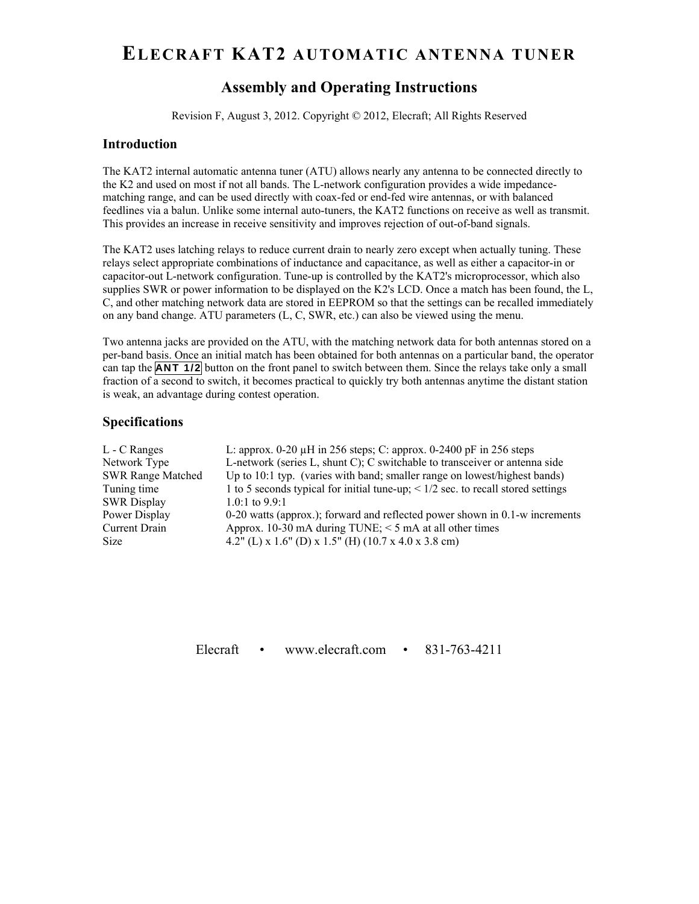# ELECRAFT KAT2 AUTOMATIC ANTENNA TUNER

## Assembly and Operating Instructions

Revision F, August 3, 2012. Copyright © 2012, Elecraft; All Rights Reserved

### Introduction

The KAT2 internal automatic antenna tuner (ATU) allows nearly any antenna to be connected directly to the K2 and used on most if not all bands. The L-network configuration provides a wide impedance-matching range, and can be used directly with coax-fed or end-fed wire antennas, or with balanced feedlines via a balun. Unlike some internal auto-tuners, the KAT2 functions on receive as well as transmit. This provides an increase in receive sensitivity and improves rejection of out-of-band signals.

The KAT2 uses latching relays to reduce current drain to nearly zero except when actually tuning. These relays select appropriate combinations of inductance and capacitance, as well as either a capacitor-in or capacitor-out L-network configuration. Tune-up is controlled by the KAT2's microprocessor, which also supplies SWR or power information to be displayed on the K2's LCD. Once a match has been found, the L, C, and other matching network data are stored in EEPROM so that the settings can be recalled immediately on any band change. ATU parameters (L, C, SWR, etc.) can also be viewed using the menu.

Two antenna jacks are provided on the ATU, with the matching network data for both antennas stored on a per-band basis. Once an initial match has been obtained for both antennas on a particular band, the operator can tap the **ANT 1/2** button on the front panel to switch between them. Since the relays take only a small fraction of a second to switch, it becomes practical to quickly try both antennas anytime the distant station is weak, an advantage during contest operation.

### Specifications

| | |
|---|---|
| L - C Ranges | L: approx. 0-20 µH in 256 steps; C: approx. 0-2400 pF in 256 steps |
| Network Type | L-network (series L, shunt C); C switchable to transceiver or antenna side |
| SWR Range Matched | Up to 10:1 typ. (varies with band; smaller range on lowest/highest bands) |
| Tuning time | 1 to 5 seconds typical for initial tune-up; < 1/2 sec. to recall stored settings |
| SWR Display | 1.0:1 to 9.9:1 |
| Power Display | 0-20 watts (approx.); forward and reflected power shown in 0.1-w increments |
| Current Drain | Approx. 10-30 mA during TUNE; < 5 mA at all other times |
| Size | 4.2" (L) x 1.6" (D) x 1.5" (H) (10.7 x 4.0 x 3.8 cm) |

Elecraft • www.elecraft.com • 831-763-4211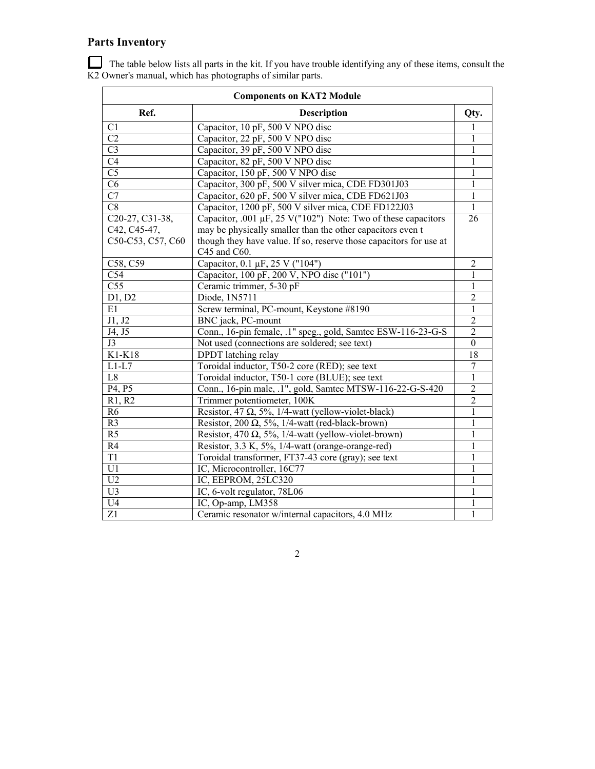## Parts Inventory

☐ The table below lists all parts in the kit. If you have trouble identifying any of these items, consult the K2 Owner's manual, which has photographs of similar parts.

| Components on KAT2 Module | | |
|---|---|---|
| **Ref.** | **Description** | **Qty.** |
| C1 | Capacitor, 10 pF, 500 V NPO disc | 1 |
| C2 | Capacitor, 22 pF, 500 V NPO disc | 1 |
| C3 | Capacitor, 39 pF, 500 V NPO disc | 1 |
| C4 | Capacitor, 82 pF, 500 V NPO disc | 1 |
| C5 | Capacitor, 150 pF, 500 V NPO disc | 1 |
| C6 | Capacitor, 300 pF, 500 V silver mica, CDE FD301J03 | 1 |
| C7 | Capacitor, 620 pF, 500 V silver mica, CDE FD621J03 | 1 |
| C8 | Capacitor, 1200 pF, 500 V silver mica, CDE FD122J03 | 1 |
| C20-27, C31-38, C42, C45-47, C50-C53, C57, C60 | Capacitor, .001 µF, 25 V("102") Note: Two of these capacitors may be physically smaller than the other capacitors even t though they have value. If so, reserve those capacitors for use at C45 and C60. | 26 |
| C58, C59 | Capacitor, 0.1 µF, 25 V ("104") | 2 |
| C54 | Capacitor, 100 pF, 200 V, NPO disc ("101") | 1 |
| C55 | Ceramic trimmer, 5-30 pF | 1 |
| D1, D2 | Diode, 1N5711 | 2 |
| E1 | Screw terminal, PC-mount, Keystone #8190 | 1 |
| J1, J2 | BNC jack, PC-mount | 2 |
| J4, J5 | Conn., 16-pin female, .1" spcg., gold, Samtec ESW-116-23-G-S | 2 |
| J3 | Not used (connections are soldered; see text) | 0 |
| K1-K18 | DPDT latching relay | 18 |
| L1-L7 | Toroidal inductor, T50-2 core (RED); see text | 7 |
| L8 | Toroidal inductor, T50-1 core (BLUE); see text | 1 |
| P4, P5 | Conn., 16-pin male, .1", gold, Samtec MTSW-116-22-G-S-420 | 2 |
| R1, R2 | Trimmer potentiometer, 100K | 2 |
| R6 | Resistor, 47 Ω, 5%, 1/4-watt (yellow-violet-black) | 1 |
| R3 | Resistor, 200 Ω, 5%, 1/4-watt (red-black-brown) | 1 |
| R5 | Resistor, 470 Ω, 5%, 1/4-watt (yellow-violet-brown) | 1 |
| R4 | Resistor, 3.3 K, 5%, 1/4-watt (orange-orange-red) | 1 |
| T1 | Toroidal transformer, FT37-43 core (gray); see text | 1 |
| U1 | IC, Microcontroller, 16C77 | 1 |
| U2 | IC, EEPROM, 25LC320 | 1 |
| U3 | IC, 6-volt regulator, 78L06 | 1 |
| U4 | IC, Op-amp, LM358 | 1 |
| Z1 | Ceramic resonator w/internal capacitors, 4.0 MHz | 1 |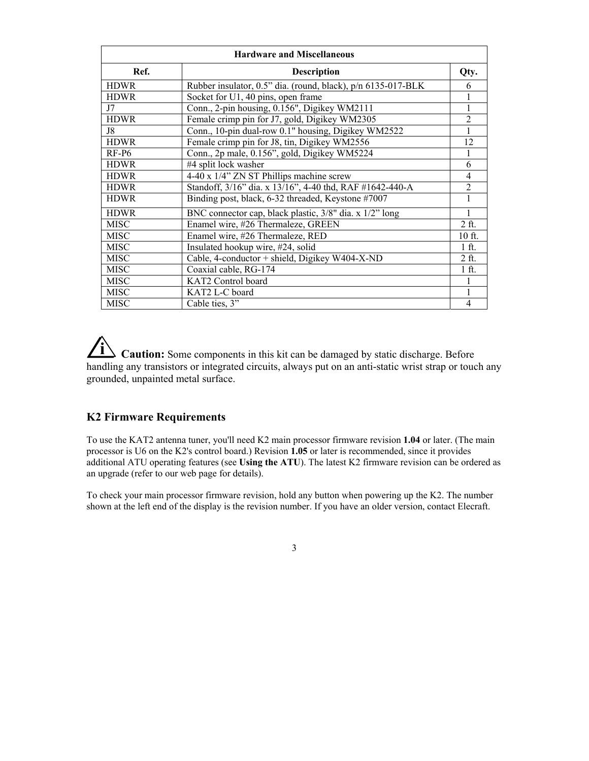| Hardware and Miscellaneous | | |
|---|---|---|
| **Ref.** | **Description** | **Qty.** |
| HDWR | Rubber insulator, 0.5" dia. (round, black), p/n 6135-017-BLK | 6 |
| HDWR | Socket for U1, 40 pins, open frame | 1 |
| J7 | Conn., 2-pin housing, 0.156", Digikey WM2111 | 1 |
| HDWR | Female crimp pin for J7, gold, Digikey WM2305 | 2 |
| J8 | Conn., 10-pin dual-row 0.1" housing, Digikey WM2522 | 1 |
| HDWR | Female crimp pin for J8, tin, Digikey WM2556 | 12 |
| RF-P6 | Conn., 2p male, 0.156", gold, Digikey WM5224 | 1 |
| HDWR | #4 split lock washer | 6 |
| HDWR | 4-40 x 1/4" ZN ST Phillips machine screw | 4 |
| HDWR | Standoff, 3/16" dia. x 13/16", 4-40 thd, RAF #1642-440-A | 2 |
| HDWR | Binding post, black, 6-32 threaded, Keystone #7007 | 1 |
| HDWR | BNC connector cap, black plastic, 3/8" dia. x 1/2" long | 1 |
| MISC | Enamel wire, #26 Thermaleze, GREEN | 2 ft. |
| MISC | Enamel wire, #26 Thermaleze, RED | 10 ft. |
| MISC | Insulated hookup wire, #24, solid | 1 ft. |
| MISC | Cable, 4-conductor + shield, Digikey W404-X-ND | 2 ft. |
| MISC | Coaxial cable, RG-174 | 1 ft. |
| MISC | KAT2 Control board | 1 |
| MISC | KAT2 L-C board | 1 |
| MISC | Cable ties, 3" | 4 |

**Caution:** Some components in this kit can be damaged by static discharge. Before handling any transistors or integrated circuits, always put on an anti-static wrist strap or touch any grounded, unpainted metal surface.

## K2 Firmware Requirements

To use the KAT2 antenna tuner, you'll need K2 main processor firmware revision **1.04** or later. (The main processor is U6 on the K2's control board.) Revision **1.05** or later is recommended, since it provides additional ATU operating features (see **Using the ATU**). The latest K2 firmware revision can be ordered as an upgrade (refer to our web page for details).

To check your main processor firmware revision, hold any button when powering up the K2. The number shown at the left end of the display is the revision number. If you have an older version, contact Elecraft.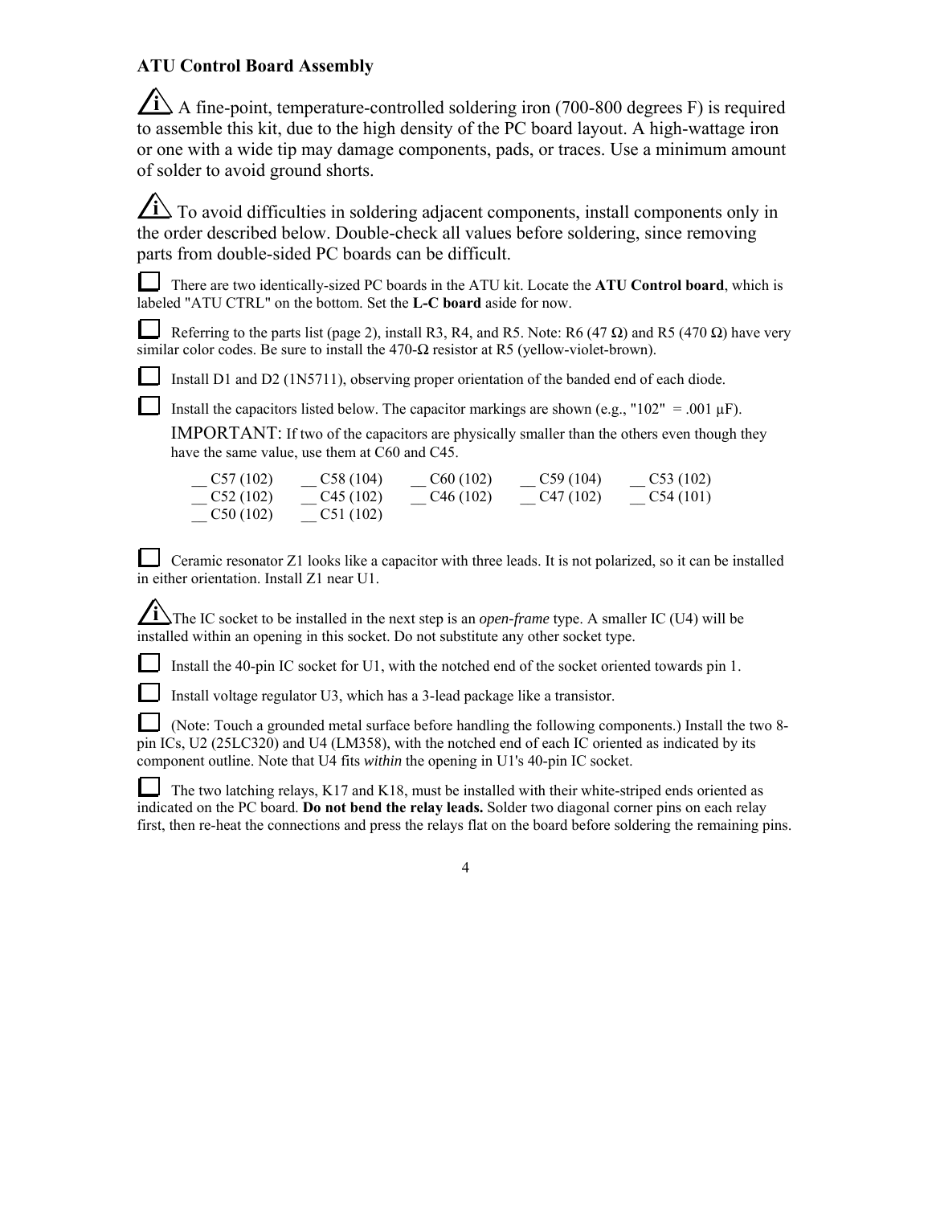### ATU Control Board Assembly

ⓘ A fine-point, temperature-controlled soldering iron (700-800 degrees F) is required to assemble this kit, due to the high density of the PC board layout. A high-wattage iron or one with a wide tip may damage components, pads, or traces. Use a minimum amount of solder to avoid ground shorts.

ⓘ To avoid difficulties in soldering adjacent components, install components only in the order described below. Double-check all values before soldering, since removing parts from double-sided PC boards can be difficult.

☐ There are two identically-sized PC boards in the ATU kit. Locate the **ATU Control board**, which is labeled "ATU CTRL" on the bottom. Set the **L-C board** aside for now.

☐ Referring to the parts list (page 2), install R3, R4, and R5. Note: R6 (47 Ω) and R5 (470 Ω) have very similar color codes. Be sure to install the 470-Ω resistor at R5 (yellow-violet-brown).

☐ Install D1 and D2 (1N5711), observing proper orientation of the banded end of each diode.

☐ Install the capacitors listed below. The capacitor markings are shown (e.g., "102" = .001 µF).

IMPORTANT: If two of the capacitors are physically smaller than the others even though they have the same value, use them at C60 and C45.

| | | | | |
|---|---|---|---|---|
| __ C57 (102) | __ C58 (104) | __ C60 (102) | __ C59 (104) | __ C53 (102) |
| __ C52 (102) | __ C45 (102) | __ C46 (102) | __ C47 (102) | __ C54 (101) |
| __ C50 (102) | __ C51 (102) | | | |

☐ Ceramic resonator Z1 looks like a capacitor with three leads. It is not polarized, so it can be installed in either orientation. Install Z1 near U1.

ⓘ The IC socket to be installed in the next step is an *open-frame* type. A smaller IC (U4) will be installed within an opening in this socket. Do not substitute any other socket type.

☐ Install the 40-pin IC socket for U1, with the notched end of the socket oriented towards pin 1.

☐ Install voltage regulator U3, which has a 3-lead package like a transistor.

☐ (Note: Touch a grounded metal surface before handling the following components.) Install the two 8-pin ICs, U2 (25LC320) and U4 (LM358), with the notched end of each IC oriented as indicated by its component outline. Note that U4 fits *within* the opening in U1's 40-pin IC socket.

☐ The two latching relays, K17 and K18, must be installed with their white-striped ends oriented as indicated on the PC board. **Do not bend the relay leads.** Solder two diagonal corner pins on each relay first, then re-heat the connections and press the relays flat on the board before soldering the remaining pins.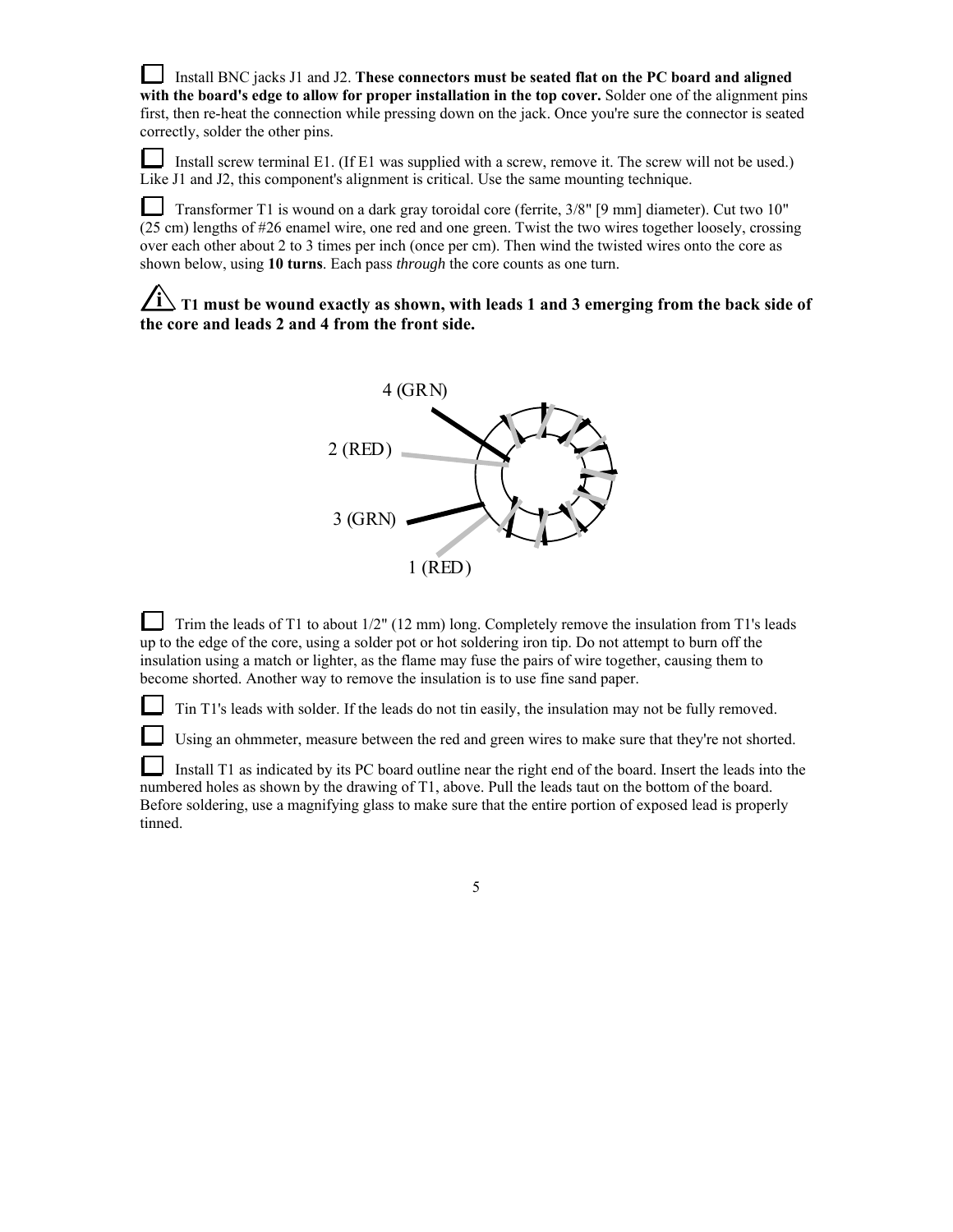☐ Install BNC jacks J1 and J2. **These connectors must be seated flat on the PC board and aligned with the board's edge to allow for proper installation in the top cover.** Solder one of the alignment pins first, then re-heat the connection while pressing down on the jack. Once you're sure the connector is seated correctly, solder the other pins.

☐ Install screw terminal E1. (If E1 was supplied with a screw, remove it. The screw will not be used.) Like J1 and J2, this component's alignment is critical. Use the same mounting technique.

☐ Transformer T1 is wound on a dark gray toroidal core (ferrite, 3/8" [9 mm] diameter). Cut two 10" (25 cm) lengths of #26 enamel wire, one red and one green. Twist the two wires together loosely, crossing over each other about 2 to 3 times per inch (once per cm). Then wind the twisted wires onto the core as shown below, using **10 turns**. Each pass *through* the core counts as one turn.

**ⓘ T1 must be wound exactly as shown, with leads 1 and 3 emerging from the back side of the core and leads 2 and 4 from the front side.**

4 (GRN)

2 (RED)

3 (GRN)

1 (RED)

☐ Trim the leads of T1 to about 1/2" (12 mm) long. Completely remove the insulation from T1's leads up to the edge of the core, using a solder pot or hot soldering iron tip. Do not attempt to burn off the insulation using a match or lighter, as the flame may fuse the pairs of wire together, causing them to become shorted. Another way to remove the insulation is to use fine sand paper.

☐ Tin T1's leads with solder. If the leads do not tin easily, the insulation may not be fully removed.

☐ Using an ohmmeter, measure between the red and green wires to make sure that they're not shorted.

☐ Install T1 as indicated by its PC board outline near the right end of the board. Insert the leads into the numbered holes as shown by the drawing of T1, above. Pull the leads taut on the bottom of the board. Before soldering, use a magnifying glass to make sure that the entire portion of exposed lead is properly tinned.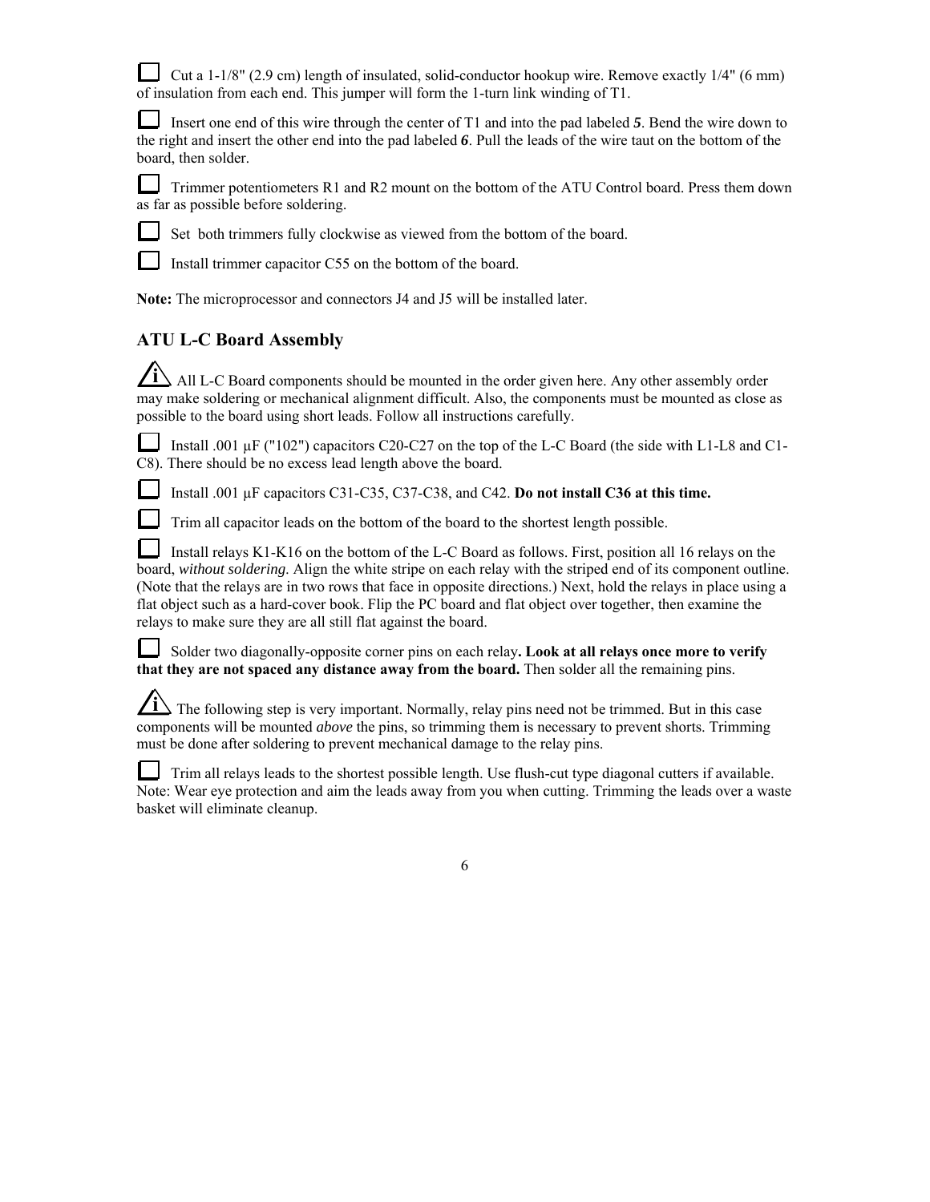☐ Cut a 1-1/8" (2.9 cm) length of insulated, solid-conductor hookup wire. Remove exactly 1/4" (6 mm) of insulation from each end. This jumper will form the 1-turn link winding of T1.

☐ Insert one end of this wire through the center of T1 and into the pad labeled ***5***. Bend the wire down to the right and insert the other end into the pad labeled ***6***. Pull the leads of the wire taut on the bottom of the board, then solder.

☐ Trimmer potentiometers R1 and R2 mount on the bottom of the ATU Control board. Press them down as far as possible before soldering.

☐ Set both trimmers fully clockwise as viewed from the bottom of the board.

☐ Install trimmer capacitor C55 on the bottom of the board.

**Note:** The microprocessor and connectors J4 and J5 will be installed later.

## ATU L-C Board Assembly

**(i)** All L-C Board components should be mounted in the order given here. Any other assembly order may make soldering or mechanical alignment difficult. Also, the components must be mounted as close as possible to the board using short leads. Follow all instructions carefully.

☐ Install .001 µF ("102") capacitors C20-C27 on the top of the L-C Board (the side with L1-L8 and C1-C8). There should be no excess lead length above the board.

☐ Install .001 µF capacitors C31-C35, C37-C38, and C42. **Do not install C36 at this time.**

☐ Trim all capacitor leads on the bottom of the board to the shortest length possible.

☐ Install relays K1-K16 on the bottom of the L-C Board as follows. First, position all 16 relays on the board, *without soldering*. Align the white stripe on each relay with the striped end of its component outline. (Note that the relays are in two rows that face in opposite directions.) Next, hold the relays in place using a flat object such as a hard-cover book. Flip the PC board and flat object over together, then examine the relays to make sure they are all still flat against the board.

☐ Solder two diagonally-opposite corner pins on each relay**. Look at all relays once more to verify that they are not spaced any distance away from the board.** Then solder all the remaining pins.

**(i)** The following step is very important. Normally, relay pins need not be trimmed. But in this case components will be mounted *above* the pins, so trimming them is necessary to prevent shorts. Trimming must be done after soldering to prevent mechanical damage to the relay pins.

☐ Trim all relays leads to the shortest possible length. Use flush-cut type diagonal cutters if available. Note: Wear eye protection and aim the leads away from you when cutting. Trimming the leads over a waste basket will eliminate cleanup.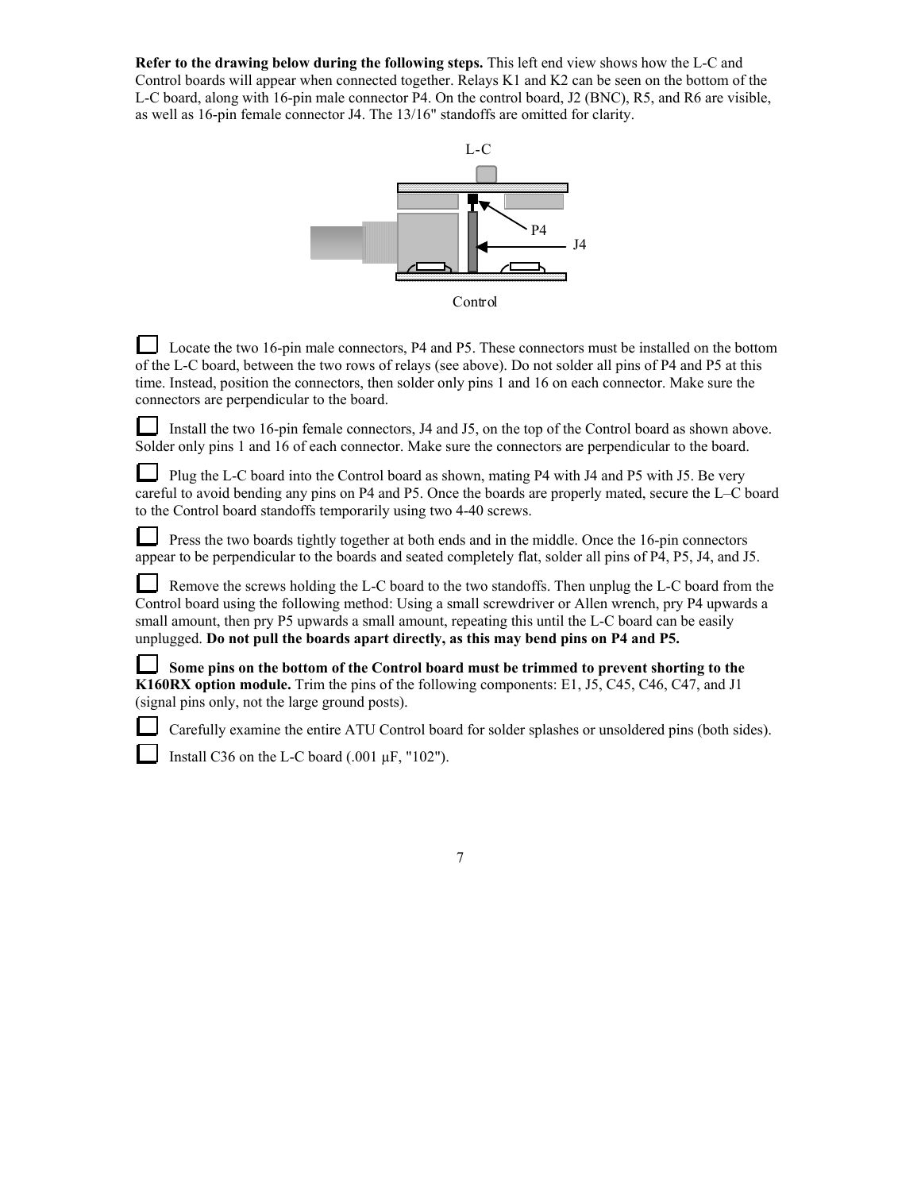**Refer to the drawing below during the following steps.** This left end view shows how the L-C and Control boards will appear when connected together. Relays K1 and K2 can be seen on the bottom of the L-C board, along with 16-pin male connector P4. On the control board, J2 (BNC), R5, and R6 are visible, as well as 16-pin female connector J4. The 13/16" standoffs are omitted for clarity.

L-C

P4

J4

Control

☐ Locate the two 16-pin male connectors, P4 and P5. These connectors must be installed on the bottom of the L-C board, between the two rows of relays (see above). Do not solder all pins of P4 and P5 at this time. Instead, position the connectors, then solder only pins 1 and 16 on each connector. Make sure the connectors are perpendicular to the board.

☐ Install the two 16-pin female connectors, J4 and J5, on the top of the Control board as shown above. Solder only pins 1 and 16 of each connector. Make sure the connectors are perpendicular to the board.

☐ Plug the L-C board into the Control board as shown, mating P4 with J4 and P5 with J5. Be very careful to avoid bending any pins on P4 and P5. Once the boards are properly mated, secure the L–C board to the Control board standoffs temporarily using two 4-40 screws.

☐ Press the two boards tightly together at both ends and in the middle. Once the 16-pin connectors appear to be perpendicular to the boards and seated completely flat, solder all pins of P4, P5, J4, and J5.

☐ Remove the screws holding the L-C board to the two standoffs. Then unplug the L-C board from the Control board using the following method: Using a small screwdriver or Allen wrench, pry P4 upwards a small amount, then pry P5 upwards a small amount, repeating this until the L-C board can be easily unplugged. **Do not pull the boards apart directly, as this may bend pins on P4 and P5.**

☐ **Some pins on the bottom of the Control board must be trimmed to prevent shorting to the K160RX option module.** Trim the pins of the following components: E1, J5, C45, C46, C47, and J1 (signal pins only, not the large ground posts).

☐ Carefully examine the entire ATU Control board for solder splashes or unsoldered pins (both sides).

☐ Install C36 on the L-C board (.001 µF, "102").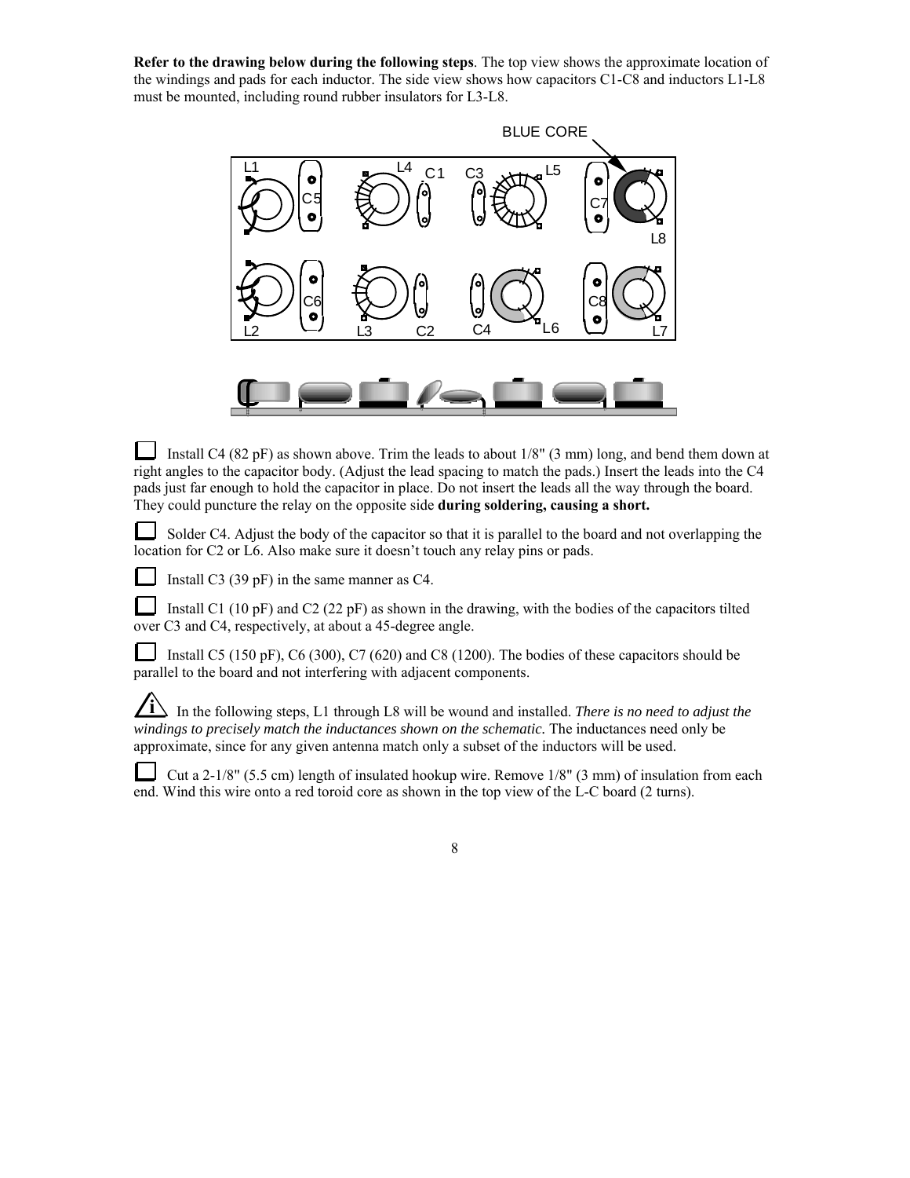**Refer to the drawing below during the following steps**. The top view shows the approximate location of the windings and pads for each inductor. The side view shows how capacitors C1-C8 and inductors L1-L8 must be mounted, including round rubber insulators for L3-L8.

☐ Install C4 (82 pF) as shown above. Trim the leads to about 1/8" (3 mm) long, and bend them down at right angles to the capacitor body. (Adjust the lead spacing to match the pads.) Insert the leads into the C4 pads just far enough to hold the capacitor in place. Do not insert the leads all the way through the board. They could puncture the relay on the opposite side **during soldering, causing a short.**

☐ Solder C4. Adjust the body of the capacitor so that it is parallel to the board and not overlapping the location for C2 or L6. Also make sure it doesn't touch any relay pins or pads.

☐ Install C3 (39 pF) in the same manner as C4.

☐ Install C1 (10 pF) and C2 (22 pF) as shown in the drawing, with the bodies of the capacitors tilted over C3 and C4, respectively, at about a 45-degree angle.

☐ Install C5 (150 pF), C6 (300), C7 (620) and C8 (1200). The bodies of these capacitors should be parallel to the board and not interfering with adjacent components.

In the following steps, L1 through L8 will be wound and installed. *There is no need to adjust the windings to precisely match the inductances shown on the schematic.* The inductances need only be approximate, since for any given antenna match only a subset of the inductors will be used.

☐ Cut a 2-1/8" (5.5 cm) length of insulated hookup wire. Remove 1/8" (3 mm) of insulation from each end. Wind this wire onto a red toroid core as shown in the top view of the L-C board (2 turns).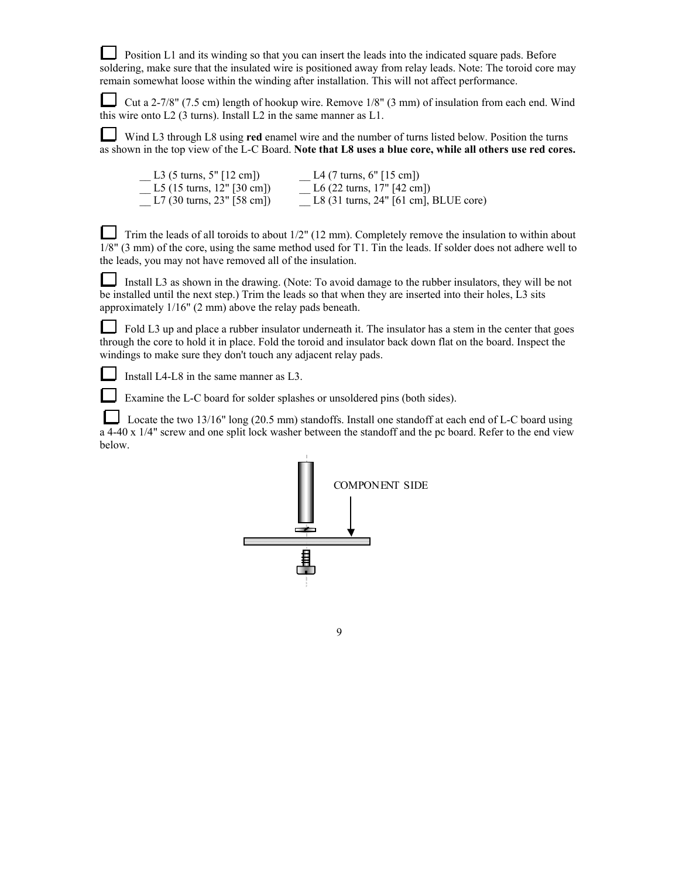☐ Position L1 and its winding so that you can insert the leads into the indicated square pads. Before soldering, make sure that the insulated wire is positioned away from relay leads. Note: The toroid core may remain somewhat loose within the winding after installation. This will not affect performance.

☐ Cut a 2-7/8" (7.5 cm) length of hookup wire. Remove 1/8" (3 mm) of insulation from each end. Wind this wire onto L2 (3 turns). Install L2 in the same manner as L1.

☐ Wind L3 through L8 using **red** enamel wire and the number of turns listed below. Position the turns as shown in the top view of the L-C Board. **Note that L8 uses a blue core, while all others use red cores.**

| | |
|---|---|
| __ L3 (5 turns, 5" [12 cm]) | __ L4 (7 turns, 6" [15 cm]) |
| __ L5 (15 turns, 12" [30 cm]) | __ L6 (22 turns, 17" [42 cm]) |
| __ L7 (30 turns, 23" [58 cm]) | __ L8 (31 turns, 24" [61 cm], BLUE core) |

☐ Trim the leads of all toroids to about 1/2" (12 mm). Completely remove the insulation to within about 1/8" (3 mm) of the core, using the same method used for T1. Tin the leads. If solder does not adhere well to the leads, you may not have removed all of the insulation.

☐ Install L3 as shown in the drawing. (Note: To avoid damage to the rubber insulators, they will be not be installed until the next step.) Trim the leads so that when they are inserted into their holes, L3 sits approximately 1/16" (2 mm) above the relay pads beneath.

☐ Fold L3 up and place a rubber insulator underneath it. The insulator has a stem in the center that goes through the core to hold it in place. Fold the toroid and insulator back down flat on the board. Inspect the windings to make sure they don't touch any adjacent relay pads.

☐ Install L4-L8 in the same manner as L3.

☐ Examine the L-C board for solder splashes or unsoldered pins (both sides).

☐ Locate the two 13/16" long (20.5 mm) standoffs. Install one standoff at each end of L-C board using a 4-40 x 1/4" screw and one split lock washer between the standoff and the pc board. Refer to the end view below.

COMPONENT SIDE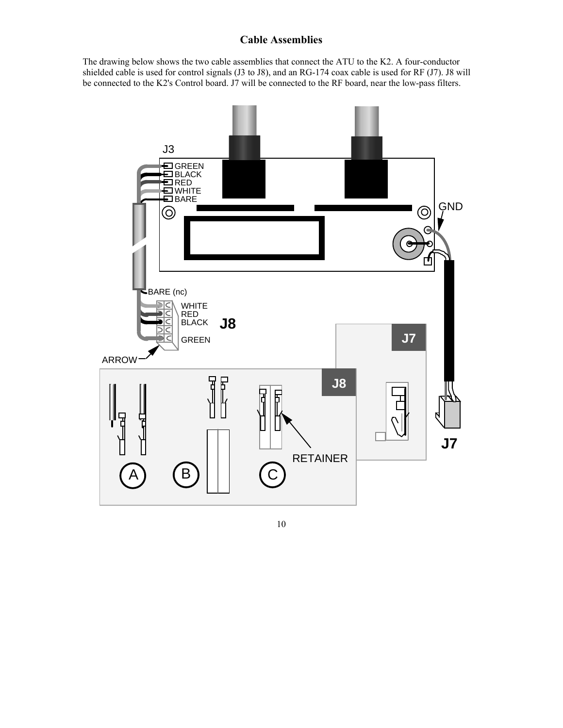## Cable Assemblies

The drawing below shows the two cable assemblies that connect the ATU to the K2. A four-conductor shielded cable is used for control signals (J3 to J8), and an RG-174 coax cable is used for RF (J7). J8 will be connected to the K2's Control board. J7 will be connected to the RF board, near the low-pass filters.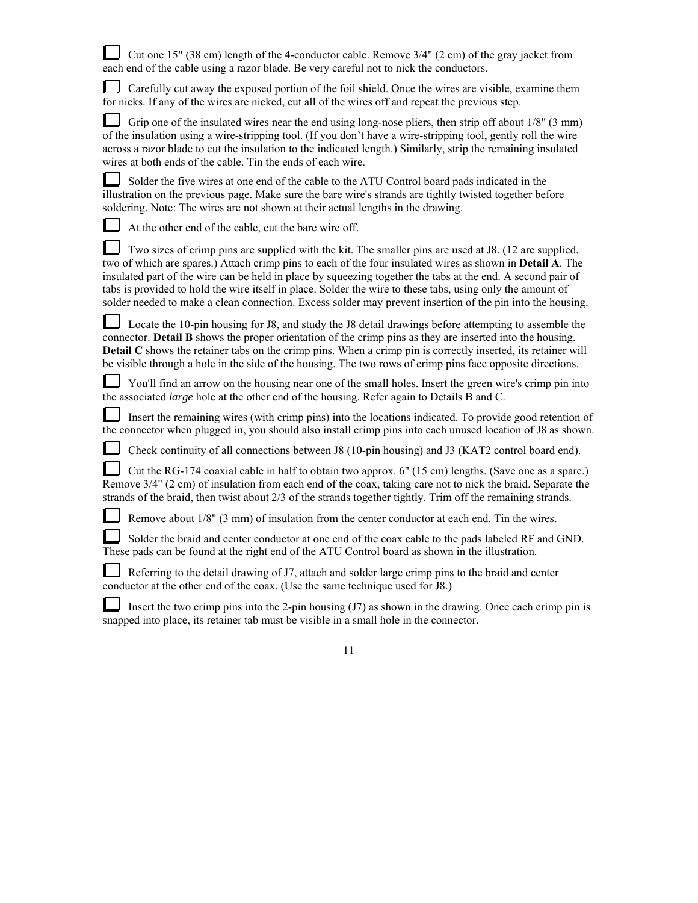- [ ] Cut one 15" (38 cm) length of the 4-conductor cable. Remove 3/4" (2 cm) of the gray jacket from each end of the cable using a razor blade. Be very careful not to nick the conductors.

- [ ] Carefully cut away the exposed portion of the foil shield. Once the wires are visible, examine them for nicks. If any of the wires are nicked, cut all of the wires off and repeat the previous step.

- [ ] Grip one of the insulated wires near the end using long-nose pliers, then strip off about 1/8" (3 mm) of the insulation using a wire-stripping tool. (If you don't have a wire-stripping tool, gently roll the wire across a razor blade to cut the insulation to the indicated length.) Similarly, strip the remaining insulated wires at both ends of the cable. Tin the ends of each wire.

- [ ] Solder the five wires at one end of the cable to the ATU Control board pads indicated in the illustration on the previous page. Make sure the bare wire's strands are tightly twisted together before soldering. Note: The wires are not shown at their actual lengths in the drawing.

- [ ] At the other end of the cable, cut the bare wire off.

- [ ] Two sizes of crimp pins are supplied with the kit. The smaller pins are used at J8. (12 are supplied, two of which are spares.) Attach crimp pins to each of the four insulated wires as shown in **Detail A**. The insulated part of the wire can be held in place by squeezing together the tabs at the end. A second pair of tabs is provided to hold the wire itself in place. Solder the wire to these tabs, using only the amount of solder needed to make a clean connection. Excess solder may prevent insertion of the pin into the housing.

- [ ] Locate the 10-pin housing for J8, and study the J8 detail drawings before attempting to assemble the connector. **Detail B** shows the proper orientation of the crimp pins as they are inserted into the housing. **Detail C** shows the retainer tabs on the crimp pins. When a crimp pin is correctly inserted, its retainer will be visible through a hole in the side of the housing. The two rows of crimp pins face opposite directions.

- [ ] You'll find an arrow on the housing near one of the small holes. Insert the green wire's crimp pin into the associated *large* hole at the other end of the housing. Refer again to Details B and C.

- [ ] Insert the remaining wires (with crimp pins) into the locations indicated. To provide good retention of the connector when plugged in, you should also install crimp pins into each unused location of J8 as shown.

- [ ] Check continuity of all connections between J8 (10-pin housing) and J3 (KAT2 control board end).

- [ ] Cut the RG-174 coaxial cable in half to obtain two approx. 6" (15 cm) lengths. (Save one as a spare.) Remove 3/4" (2 cm) of insulation from each end of the coax, taking care not to nick the braid. Separate the strands of the braid, then twist about 2/3 of the strands together tightly. Trim off the remaining strands.

- [ ] Remove about 1/8" (3 mm) of insulation from the center conductor at each end. Tin the wires.

- [ ] Solder the braid and center conductor at one end of the coax cable to the pads labeled RF and GND. These pads can be found at the right end of the ATU Control board as shown in the illustration.

- [ ] Referring to the detail drawing of J7, attach and solder large crimp pins to the braid and center conductor at the other end of the coax. (Use the same technique used for J8.)

- [ ] Insert the two crimp pins into the 2-pin housing (J7) as shown in the drawing. Once each crimp pin is snapped into place, its retainer tab must be visible in a small hole in the connector.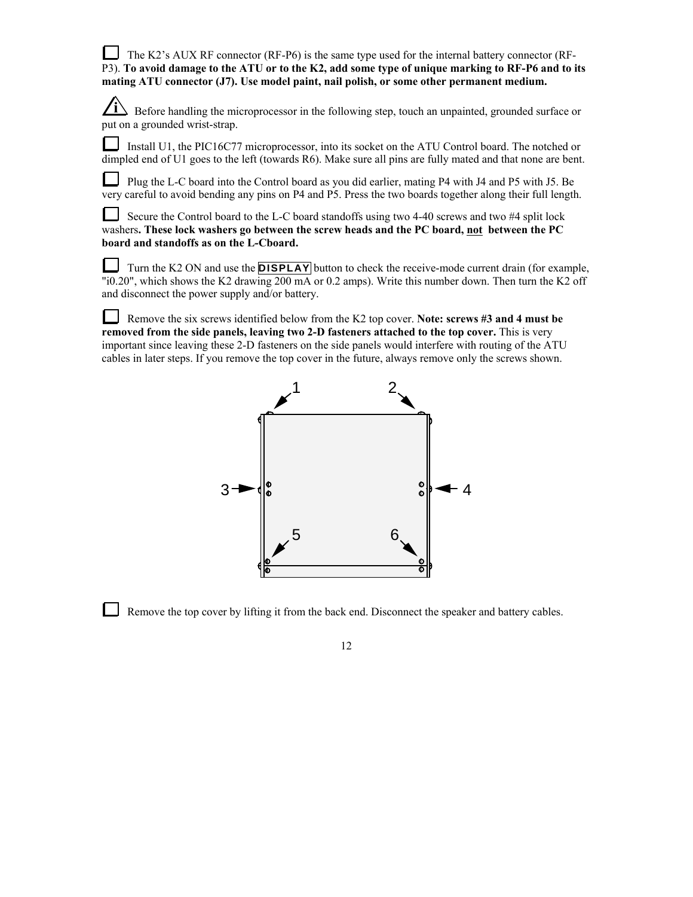☐ The K2's AUX RF connector (RF-P6) is the same type used for the internal battery connector (RF-P3). **To avoid damage to the ATU or to the K2, add some type of unique marking to RF-P6 and to its mating ATU connector (J7). Use model paint, nail polish, or some other permanent medium.**

ⓘ Before handling the microprocessor in the following step, touch an unpainted, grounded surface or put on a grounded wrist-strap.

☐ Install U1, the PIC16C77 microprocessor, into its socket on the ATU Control board. The notched or dimpled end of U1 goes to the left (towards R6). Make sure all pins are fully mated and that none are bent.

☐ Plug the L-C board into the Control board as you did earlier, mating P4 with J4 and P5 with J5. Be very careful to avoid bending any pins on P4 and P5. Press the two boards together along their full length.

☐ Secure the Control board to the L-C board standoffs using two 4-40 screws and two #4 split lock washers**. These lock washers go between the screw heads and the PC board, not between the PC board and standoffs as on the L-Cboard.**

☐ Turn the K2 ON and use the DISPLAY button to check the receive-mode current drain (for example, "i0.20", which shows the K2 drawing 200 mA or 0.2 amps). Write this number down. Then turn the K2 off and disconnect the power supply and/or battery.

☐ Remove the six screws identified below from the K2 top cover. **Note: screws #3 and 4 must be removed from the side panels, leaving two 2-D fasteners attached to the top cover.** This is very important since leaving these 2-D fasteners on the side panels would interfere with routing of the ATU cables in later steps. If you remove the top cover in the future, always remove only the screws shown.

☐ Remove the top cover by lifting it from the back end. Disconnect the speaker and battery cables.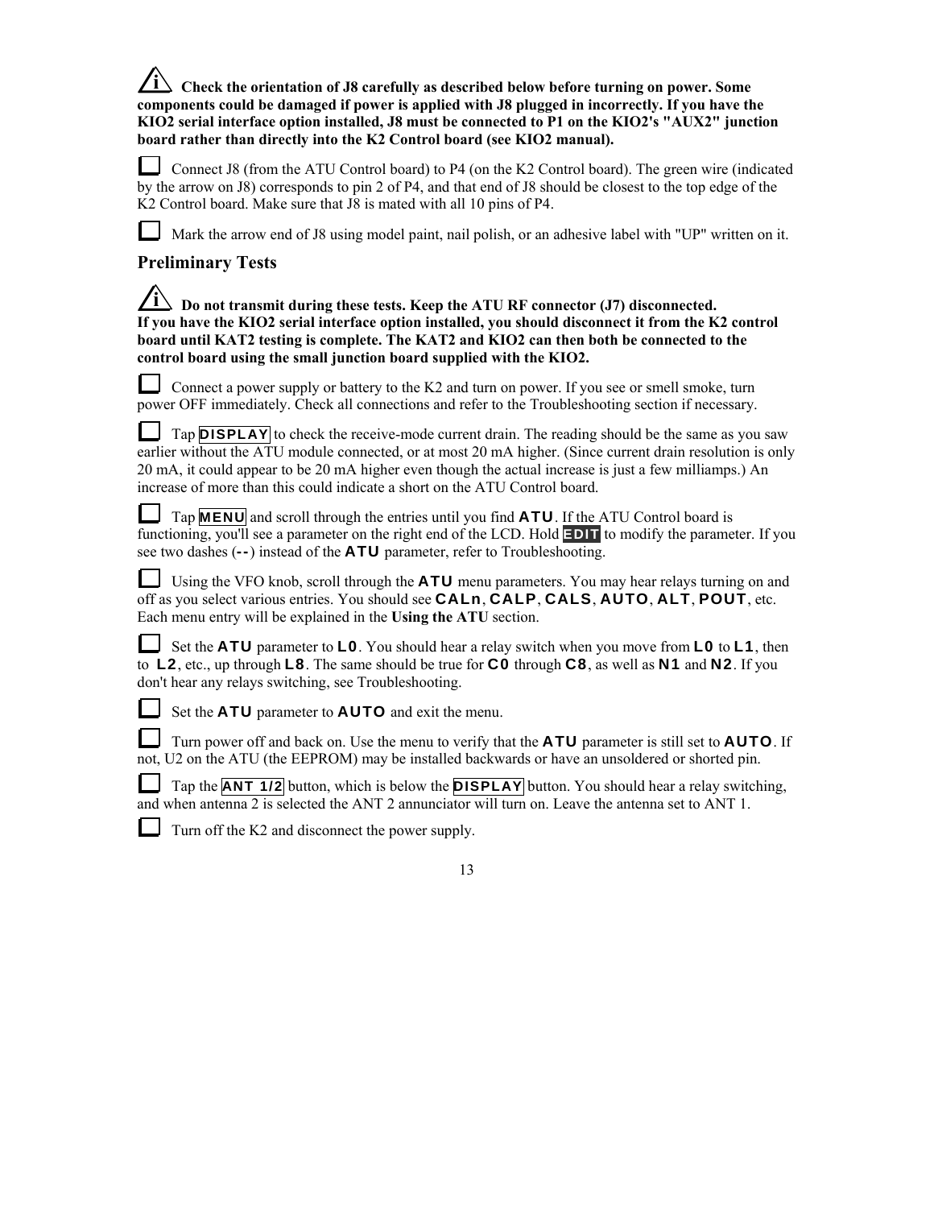**Check the orientation of J8 carefully as described below before turning on power. Some components could be damaged if power is applied with J8 plugged in incorrectly. If you have the KIO2 serial interface option installed, J8 must be connected to P1 on the KIO2's "AUX2" junction board rather than directly into the K2 Control board (see KIO2 manual).**

☐ Connect J8 (from the ATU Control board) to P4 (on the K2 Control board). The green wire (indicated by the arrow on J8) corresponds to pin 2 of P4, and that end of J8 should be closest to the top edge of the K2 Control board. Make sure that J8 is mated with all 10 pins of P4.

☐ Mark the arrow end of J8 using model paint, nail polish, or an adhesive label with "UP" written on it.

## Preliminary Tests

**Do not transmit during these tests. Keep the ATU RF connector (J7) disconnected. If you have the KIO2 serial interface option installed, you should disconnect it from the K2 control board until KAT2 testing is complete. The KAT2 and KIO2 can then both be connected to the control board using the small junction board supplied with the KIO2.**

☐ Connect a power supply or battery to the K2 and turn on power. If you see or smell smoke, turn power OFF immediately. Check all connections and refer to the Troubleshooting section if necessary.

☐ Tap **DISPLAY** to check the receive-mode current drain. The reading should be the same as you saw earlier without the ATU module connected, or at most 20 mA higher. (Since current drain resolution is only 20 mA, it could appear to be 20 mA higher even though the actual increase is just a few milliamps.) An increase of more than this could indicate a short on the ATU Control board.

☐ Tap **MENU** and scroll through the entries until you find **ATU**. If the ATU Control board is functioning, you'll see a parameter on the right end of the LCD. Hold **EDIT** to modify the parameter. If you see two dashes (**--**) instead of the **ATU** parameter, refer to Troubleshooting.

☐ Using the VFO knob, scroll through the **ATU** menu parameters. You may hear relays turning on and off as you select various entries. You should see **CALn**, **CALP**, **CALS**, **AUTO**, **ALT**, **POUT**, etc. Each menu entry will be explained in the **Using the ATU** section.

☐ Set the **ATU** parameter to **L0**. You should hear a relay switch when you move from **L0** to **L1**, then to **L2**, etc., up through **L8**. The same should be true for **C0** through **C8**, as well as **N1** and **N2**. If you don't hear any relays switching, see Troubleshooting.

☐ Set the **ATU** parameter to **AUTO** and exit the menu.

☐ Turn power off and back on. Use the menu to verify that the **ATU** parameter is still set to **AUTO**. If not, U2 on the ATU (the EEPROM) may be installed backwards or have an unsoldered or shorted pin.

☐ Tap the **ANT 1/2** button, which is below the **DISPLAY** button. You should hear a relay switching, and when antenna 2 is selected the ANT 2 annunciator will turn on. Leave the antenna set to ANT 1.

☐ Turn off the K2 and disconnect the power supply.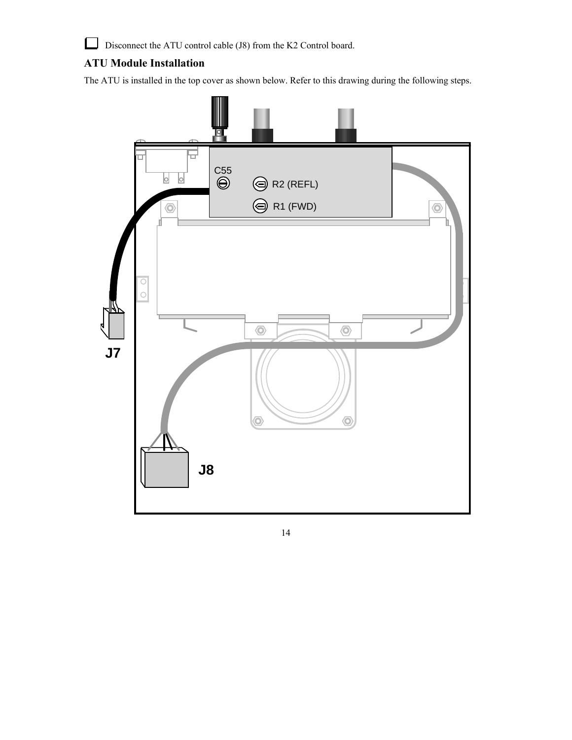☐ Disconnect the ATU control cable (J8) from the K2 Control board.

## ATU Module Installation

The ATU is installed in the top cover as shown below. Refer to this drawing during the following steps.

C55

R2 (REFL)

R1 (FWD)

J7

J8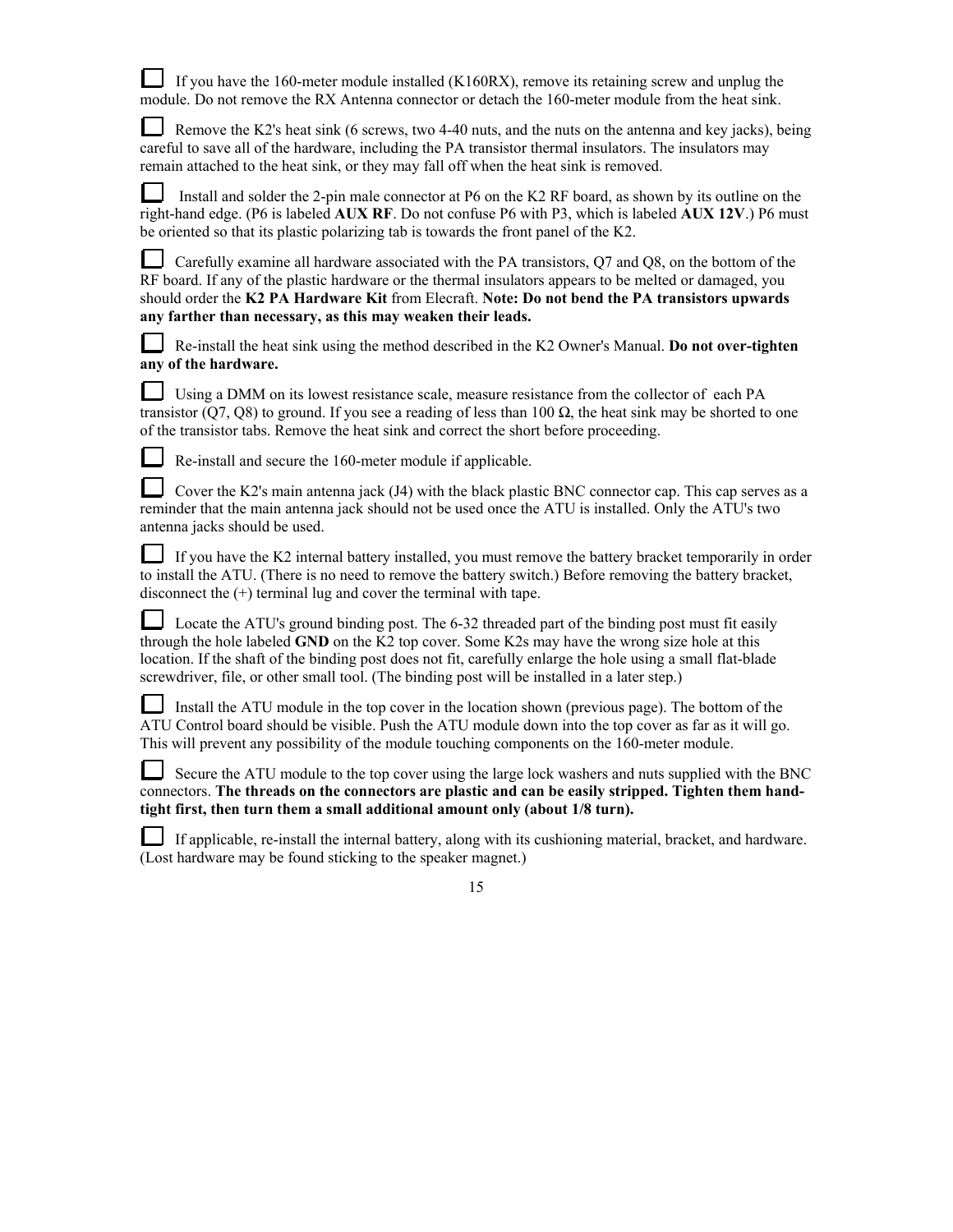- [ ] If you have the 160-meter module installed (K160RX), remove its retaining screw and unplug the module. Do not remove the RX Antenna connector or detach the 160-meter module from the heat sink.

- [ ] Remove the K2's heat sink (6 screws, two 4-40 nuts, and the nuts on the antenna and key jacks), being careful to save all of the hardware, including the PA transistor thermal insulators. The insulators may remain attached to the heat sink, or they may fall off when the heat sink is removed.

- [ ] Install and solder the 2-pin male connector at P6 on the K2 RF board, as shown by its outline on the right-hand edge. (P6 is labeled **AUX RF**. Do not confuse P6 with P3, which is labeled **AUX 12V**.) P6 must be oriented so that its plastic polarizing tab is towards the front panel of the K2.

- [ ] Carefully examine all hardware associated with the PA transistors, Q7 and Q8, on the bottom of the RF board. If any of the plastic hardware or the thermal insulators appears to be melted or damaged, you should order the **K2 PA Hardware Kit** from Elecraft. **Note: Do not bend the PA transistors upwards any farther than necessary, as this may weaken their leads.**

- [ ] Re-install the heat sink using the method described in the K2 Owner's Manual. **Do not over-tighten any of the hardware.**

- [ ] Using a DMM on its lowest resistance scale, measure resistance from the collector of each PA transistor (Q7, Q8) to ground. If you see a reading of less than 100 Ω, the heat sink may be shorted to one of the transistor tabs. Remove the heat sink and correct the short before proceeding.

- [ ] Re-install and secure the 160-meter module if applicable.

- [ ] Cover the K2's main antenna jack (J4) with the black plastic BNC connector cap. This cap serves as a reminder that the main antenna jack should not be used once the ATU is installed. Only the ATU's two antenna jacks should be used.

- [ ] If you have the K2 internal battery installed, you must remove the battery bracket temporarily in order to install the ATU. (There is no need to remove the battery switch.) Before removing the battery bracket, disconnect the (+) terminal lug and cover the terminal with tape.

- [ ] Locate the ATU's ground binding post. The 6-32 threaded part of the binding post must fit easily through the hole labeled **GND** on the K2 top cover. Some K2s may have the wrong size hole at this location. If the shaft of the binding post does not fit, carefully enlarge the hole using a small flat-blade screwdriver, file, or other small tool. (The binding post will be installed in a later step.)

- [ ] Install the ATU module in the top cover in the location shown (previous page). The bottom of the ATU Control board should be visible. Push the ATU module down into the top cover as far as it will go. This will prevent any possibility of the module touching components on the 160-meter module.

- [ ] Secure the ATU module to the top cover using the large lock washers and nuts supplied with the BNC connectors. **The threads on the connectors are plastic and can be easily stripped. Tighten them hand-tight first, then turn them a small additional amount only (about 1/8 turn).**

- [ ] If applicable, re-install the internal battery, along with its cushioning material, bracket, and hardware. (Lost hardware may be found sticking to the speaker magnet.)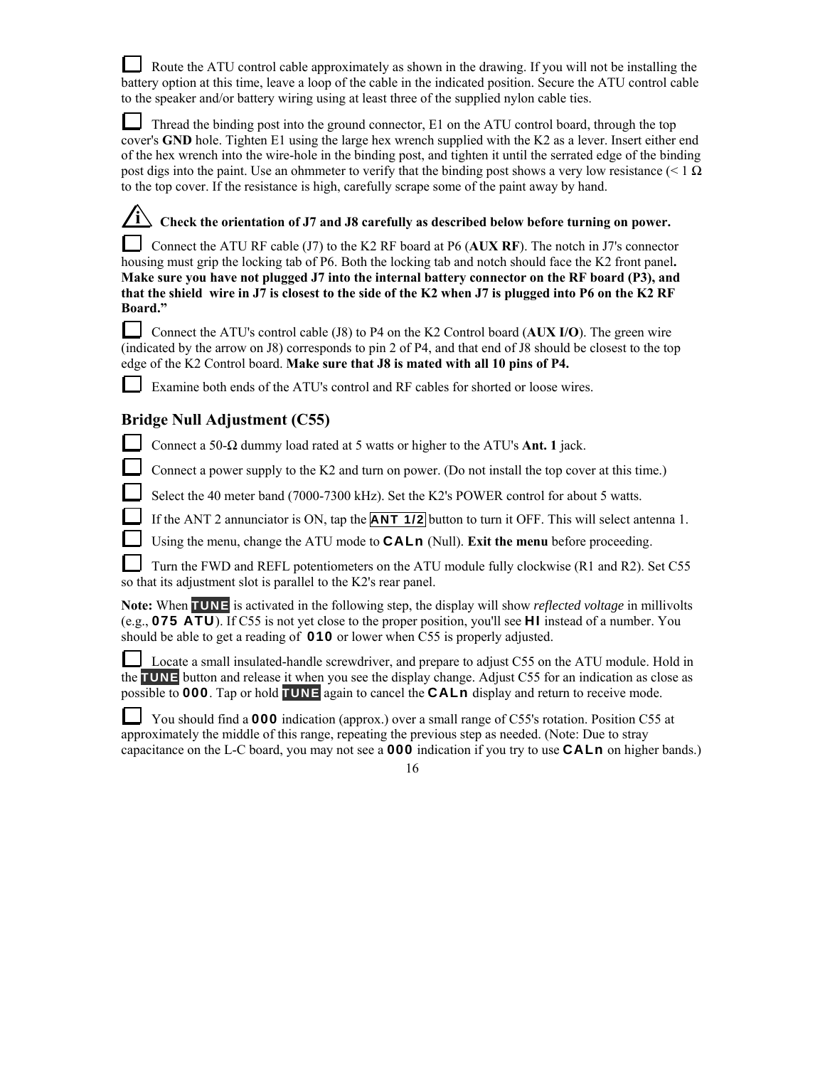☐ Route the ATU control cable approximately as shown in the drawing. If you will not be installing the battery option at this time, leave a loop of the cable in the indicated position. Secure the ATU control cable to the speaker and/or battery wiring using at least three of the supplied nylon cable ties.

☐ Thread the binding post into the ground connector, E1 on the ATU control board, through the top cover's **GND** hole. Tighten E1 using the large hex wrench supplied with the K2 as a lever. Insert either end of the hex wrench into the wire-hole in the binding post, and tighten it until the serrated edge of the binding post digs into the paint. Use an ohmmeter to verify that the binding post shows a very low resistance (< 1 Ω to the top cover. If the resistance is high, carefully scrape some of the paint away by hand.

**Check the orientation of J7 and J8 carefully as described below before turning on power.**

☐ Connect the ATU RF cable (J7) to the K2 RF board at P6 (**AUX RF**). The notch in J7's connector housing must grip the locking tab of P6. Both the locking tab and notch should face the K2 front panel**. Make sure you have not plugged J7 into the internal battery connector on the RF board (P3), and that the shield wire in J7 is closest to the side of the K2 when J7 is plugged into P6 on the K2 RF Board."**

☐ Connect the ATU's control cable (J8) to P4 on the K2 Control board (**AUX I/O**). The green wire (indicated by the arrow on J8) corresponds to pin 2 of P4, and that end of J8 should be closest to the top edge of the K2 Control board. **Make sure that J8 is mated with all 10 pins of P4.**

☐ Examine both ends of the ATU's control and RF cables for shorted or loose wires.

## Bridge Null Adjustment (C55)

☐ Connect a 50-Ω dummy load rated at 5 watts or higher to the ATU's **Ant. 1** jack.

☐ Connect a power supply to the K2 and turn on power. (Do not install the top cover at this time.)

☐ Select the 40 meter band (7000-7300 kHz). Set the K2's POWER control for about 5 watts.

☐ If the ANT 2 annunciator is ON, tap the **ANT 1/2** button to turn it OFF. This will select antenna 1.

☐ Using the menu, change the ATU mode to **CALn** (Null). **Exit the menu** before proceeding.

☐ Turn the FWD and REFL potentiometers on the ATU module fully clockwise (R1 and R2). Set C55 so that its adjustment slot is parallel to the K2's rear panel.

**Note:** When **TUNE** is activated in the following step, the display will show *reflected voltage* in millivolts (e.g., **075 ATU**). If C55 is not yet close to the proper position, you'll see **HI** instead of a number. You should be able to get a reading of **010** or lower when C55 is properly adjusted.

☐ Locate a small insulated-handle screwdriver, and prepare to adjust C55 on the ATU module. Hold in the **TUNE** button and release it when you see the display change. Adjust C55 for an indication as close as possible to **000**. Tap or hold **TUNE** again to cancel the **CALn** display and return to receive mode.

☐ You should find a **000** indication (approx.) over a small range of C55's rotation. Position C55 at approximately the middle of this range, repeating the previous step as needed. (Note: Due to stray capacitance on the L-C board, you may not see a **000** indication if you try to use **CALn** on higher bands.)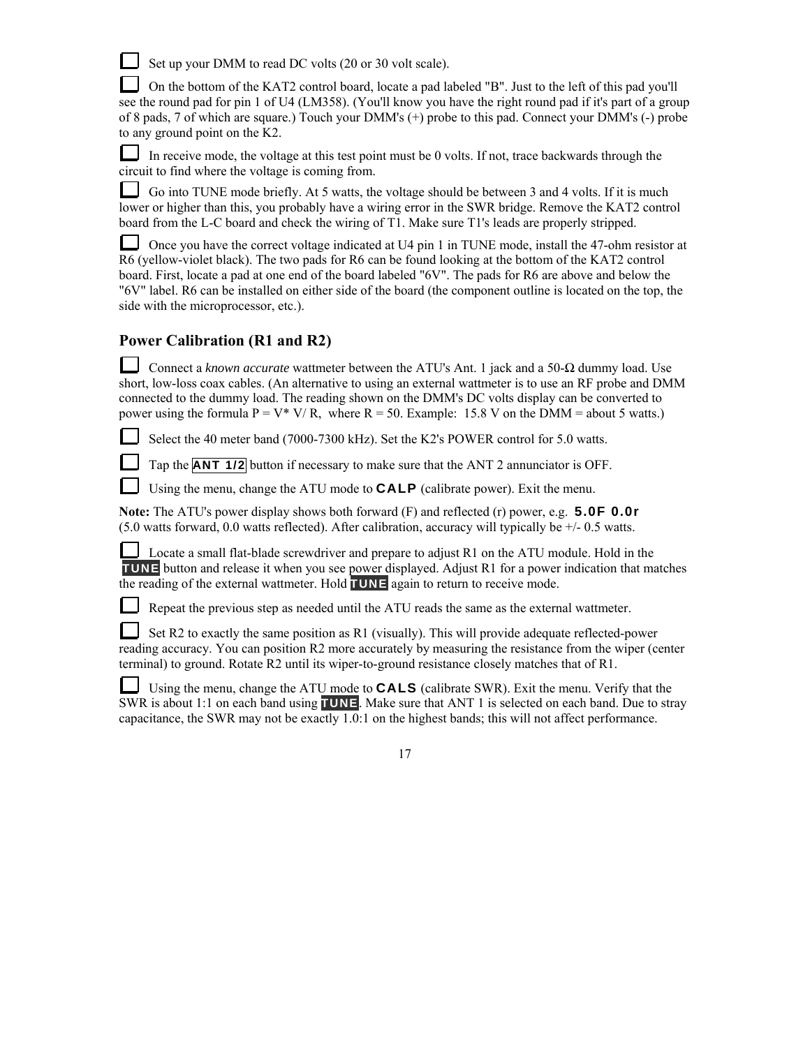☐ Set up your DMM to read DC volts (20 or 30 volt scale).

☐ On the bottom of the KAT2 control board, locate a pad labeled "B". Just to the left of this pad you'll see the round pad for pin 1 of U4 (LM358). (You'll know you have the right round pad if it's part of a group of 8 pads, 7 of which are square.) Touch your DMM's (+) probe to this pad. Connect your DMM's (-) probe to any ground point on the K2.

☐ In receive mode, the voltage at this test point must be 0 volts. If not, trace backwards through the circuit to find where the voltage is coming from.

☐ Go into TUNE mode briefly. At 5 watts, the voltage should be between 3 and 4 volts. If it is much lower or higher than this, you probably have a wiring error in the SWR bridge. Remove the KAT2 control board from the L-C board and check the wiring of T1. Make sure T1's leads are properly stripped.

☐ Once you have the correct voltage indicated at U4 pin 1 in TUNE mode, install the 47-ohm resistor at R6 (yellow-violet black). The two pads for R6 can be found looking at the bottom of the KAT2 control board. First, locate a pad at one end of the board labeled "6V". The pads for R6 are above and below the "6V" label. R6 can be installed on either side of the board (the component outline is located on the top, the side with the microprocessor, etc.).

## Power Calibration (R1 and R2)

☐ Connect a *known accurate* wattmeter between the ATU's Ant. 1 jack and a 50-Ω dummy load. Use short, low-loss coax cables. (An alternative to using an external wattmeter is to use an RF probe and DMM connected to the dummy load. The reading shown on the DMM's DC volts display can be converted to power using the formula $P = V^* V/ R$, where $R = 50$. Example: 15.8 V on the DMM = about 5 watts.)

☐ Select the 40 meter band (7000-7300 kHz). Set the K2's POWER control for 5.0 watts.

☐ Tap the **ANT 1/2** button if necessary to make sure that the ANT 2 annunciator is OFF.

☐ Using the menu, change the ATU mode to **CALP** (calibrate power). Exit the menu.

**Note:** The ATU's power display shows both forward (F) and reflected (r) power, e.g. **5.0F 0.0r** (5.0 watts forward, 0.0 watts reflected). After calibration, accuracy will typically be +/- 0.5 watts.

☐ Locate a small flat-blade screwdriver and prepare to adjust R1 on the ATU module. Hold in the **TUNE** button and release it when you see power displayed. Adjust R1 for a power indication that matches the reading of the external wattmeter. Hold **TUNE** again to return to receive mode.

☐ Repeat the previous step as needed until the ATU reads the same as the external wattmeter.

☐ Set R2 to exactly the same position as R1 (visually). This will provide adequate reflected-power reading accuracy. You can position R2 more accurately by measuring the resistance from the wiper (center terminal) to ground. Rotate R2 until its wiper-to-ground resistance closely matches that of R1.

☐ Using the menu, change the ATU mode to **CALS** (calibrate SWR). Exit the menu. Verify that the SWR is about 1:1 on each band using **TUNE**. Make sure that ANT 1 is selected on each band. Due to stray capacitance, the SWR may not be exactly 1.0:1 on the highest bands; this will not affect performance.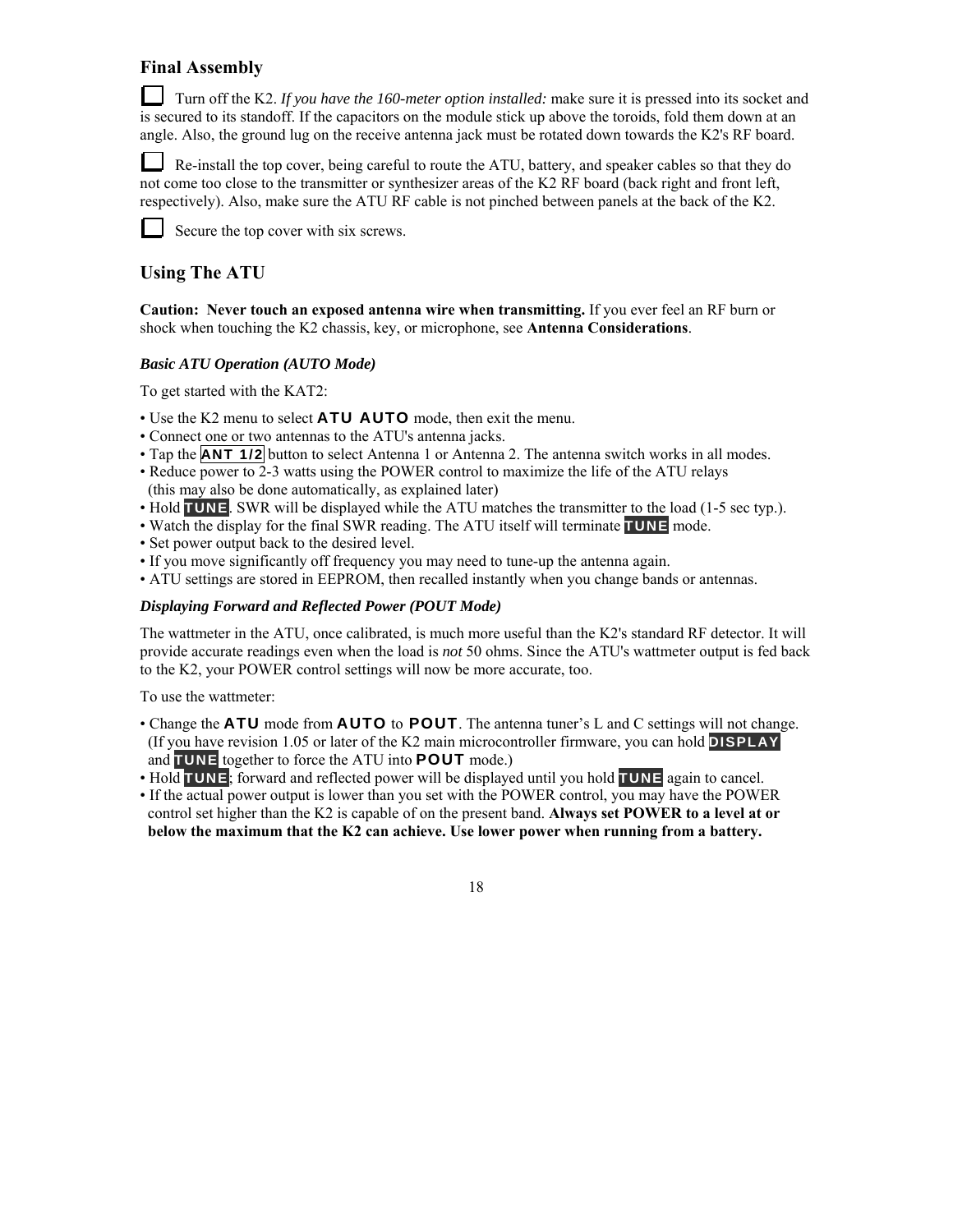## Final Assembly

☐ Turn off the K2. *If you have the 160-meter option installed:* make sure it is pressed into its socket and is secured to its standoff. If the capacitors on the module stick up above the toroids, fold them down at an angle. Also, the ground lug on the receive antenna jack must be rotated down towards the K2's RF board.

☐ Re-install the top cover, being careful to route the ATU, battery, and speaker cables so that they do not come too close to the transmitter or synthesizer areas of the K2 RF board (back right and front left, respectively). Also, make sure the ATU RF cable is not pinched between panels at the back of the K2.

☐ Secure the top cover with six screws.

## Using The ATU

**Caution: Never touch an exposed antenna wire when transmitting.** If you ever feel an RF burn or shock when touching the K2 chassis, key, or microphone, see **Antenna Considerations**.

### *Basic ATU Operation (AUTO Mode)*

To get started with the KAT2:

- Use the K2 menu to select **ATU AUTO** mode, then exit the menu.
- Connect one or two antennas to the ATU's antenna jacks.
- Tap the **ANT 1/2** button to select Antenna 1 or Antenna 2. The antenna switch works in all modes.
- Reduce power to 2-3 watts using the POWER control to maximize the life of the ATU relays (this may also be done automatically, as explained later)
- Hold **TUNE**. SWR will be displayed while the ATU matches the transmitter to the load (1-5 sec typ.).
- Watch the display for the final SWR reading. The ATU itself will terminate **TUNE** mode.
- Set power output back to the desired level.
- If you move significantly off frequency you may need to tune-up the antenna again.
- ATU settings are stored in EEPROM, then recalled instantly when you change bands or antennas.

### *Displaying Forward and Reflected Power (POUT Mode)*

The wattmeter in the ATU, once calibrated, is much more useful than the K2's standard RF detector. It will provide accurate readings even when the load is *not* 50 ohms. Since the ATU's wattmeter output is fed back to the K2, your POWER control settings will now be more accurate, too.

To use the wattmeter:

- Change the **ATU** mode from **AUTO** to **POUT**. The antenna tuner's L and C settings will not change. (If you have revision 1.05 or later of the K2 main microcontroller firmware, you can hold **DISPLAY** and **TUNE** together to force the ATU into **POUT** mode.)
- Hold **TUNE**; forward and reflected power will be displayed until you hold **TUNE** again to cancel.
- If the actual power output is lower than you set with the POWER control, you may have the POWER control set higher than the K2 is capable of on the present band. **Always set POWER to a level at or below the maximum that the K2 can achieve. Use lower power when running from a battery.**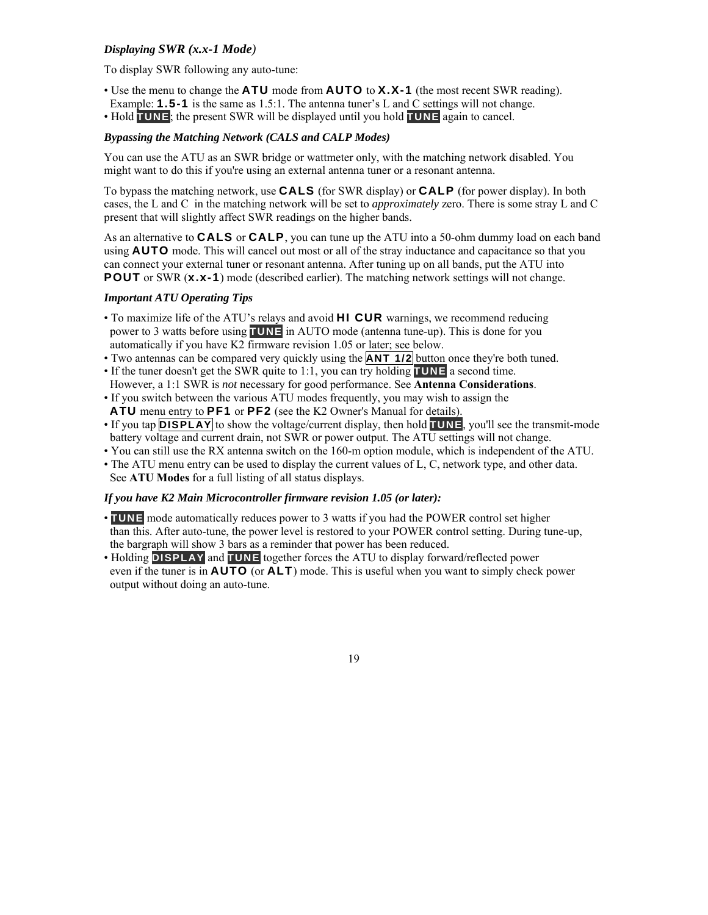### *Displaying SWR (x.x-1 Mode)*

To display SWR following any auto-tune:

- Use the menu to change the **ATU** mode from **AUTO** to **X.X-1** (the most recent SWR reading). Example: **1.5-1** is the same as 1.5:1. The antenna tuner's L and C settings will not change.
- Hold **TUNE**; the present SWR will be displayed until you hold **TUNE** again to cancel.

### *Bypassing the Matching Network (CALS and CALP Modes)*

You can use the ATU as an SWR bridge or wattmeter only, with the matching network disabled. You might want to do this if you're using an external antenna tuner or a resonant antenna.

To bypass the matching network, use **CALS** (for SWR display) or **CALP** (for power display). In both cases, the L and C in the matching network will be set to *approximately* zero. There is some stray L and C present that will slightly affect SWR readings on the higher bands.

As an alternative to **CALS** or **CALP**, you can tune up the ATU into a 50-ohm dummy load on each band using **AUTO** mode. This will cancel out most or all of the stray inductance and capacitance so that you can connect your external tuner or resonant antenna. After tuning up on all bands, put the ATU into **POUT** or SWR (**x.x-1**) mode (described earlier). The matching network settings will not change.

### *Important ATU Operating Tips*

- To maximize life of the ATU's relays and avoid **HI CUR** warnings, we recommend reducing power to 3 watts before using **TUNE** in AUTO mode (antenna tune-up). This is done for you automatically if you have K2 firmware revision 1.05 or later; see below.
- Two antennas can be compared very quickly using the **ANT 1/2** button once they're both tuned.
- If the tuner doesn't get the SWR quite to 1:1, you can try holding **TUNE** a second time. However, a 1:1 SWR is *not* necessary for good performance. See **Antenna Considerations**.
- If you switch between the various ATU modes frequently, you may wish to assign the **ATU** menu entry to **PF1** or **PF2** (see the K2 Owner's Manual for details).
- If you tap **DISPLAY** to show the voltage/current display, then hold **TUNE**, you'll see the transmit-mode battery voltage and current drain, not SWR or power output. The ATU settings will not change.
- You can still use the RX antenna switch on the 160-m option module, which is independent of the ATU.
- The ATU menu entry can be used to display the current values of L, C, network type, and other data. See **ATU Modes** for a full listing of all status displays.

### *If you have K2 Main Microcontroller firmware revision 1.05 (or later):*

- **TUNE** mode automatically reduces power to 3 watts if you had the POWER control set higher than this. After auto-tune, the power level is restored to your POWER control setting. During tune-up, the bargraph will show 3 bars as a reminder that power has been reduced.
- Holding **DISPLAY** and **TUNE** together forces the ATU to display forward/reflected power even if the tuner is in **AUTO** (or **ALT**) mode. This is useful when you want to simply check power output without doing an auto-tune.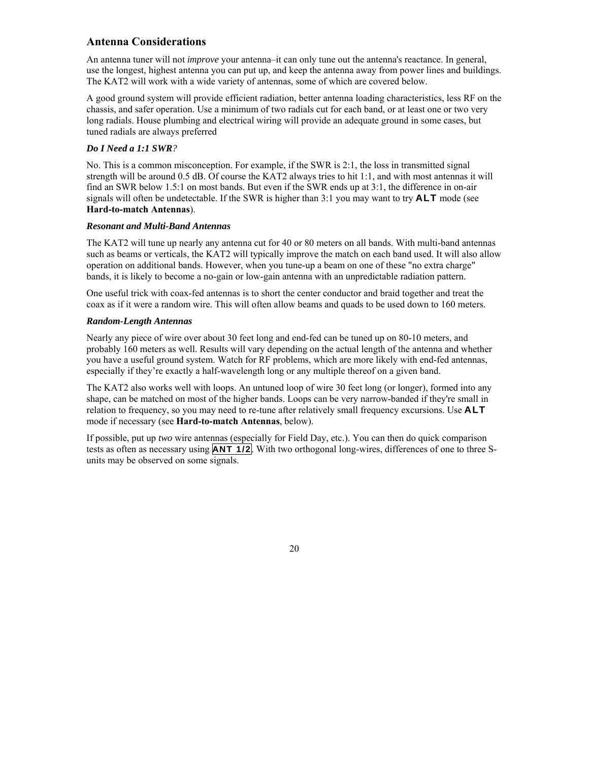## Antenna Considerations

An antenna tuner will not *improve* your antenna–it can only tune out the antenna's reactance. In general, use the longest, highest antenna you can put up, and keep the antenna away from power lines and buildings. The KAT2 will work with a wide variety of antennas, some of which are covered below.

A good ground system will provide efficient radiation, better antenna loading characteristics, less RF on the chassis, and safer operation. Use a minimum of two radials cut for each band, or at least one or two very long radials. House plumbing and electrical wiring will provide an adequate ground in some cases, but tuned radials are always preferred

### *Do I Need a 1:1 SWR?*

No. This is a common misconception. For example, if the SWR is 2:1, the loss in transmitted signal strength will be around 0.5 dB. Of course the KAT2 always tries to hit 1:1, and with most antennas it will find an SWR below 1.5:1 on most bands. But even if the SWR ends up at 3:1, the difference in on-air signals will often be undetectable. If the SWR is higher than 3:1 you may want to try **ALT** mode (see **Hard-to-match Antennas**).

### *Resonant and Multi-Band Antennas*

The KAT2 will tune up nearly any antenna cut for 40 or 80 meters on all bands. With multi-band antennas such as beams or verticals, the KAT2 will typically improve the match on each band used. It will also allow operation on additional bands. However, when you tune-up a beam on one of these "no extra charge" bands, it is likely to become a no-gain or low-gain antenna with an unpredictable radiation pattern.

One useful trick with coax-fed antennas is to short the center conductor and braid together and treat the coax as if it were a random wire. This will often allow beams and quads to be used down to 160 meters.

### *Random-Length Antennas*

Nearly any piece of wire over about 30 feet long and end-fed can be tuned up on 80-10 meters, and probably 160 meters as well. Results will vary depending on the actual length of the antenna and whether you have a useful ground system. Watch for RF problems, which are more likely with end-fed antennas, especially if they're exactly a half-wavelength long or any multiple thereof on a given band.

The KAT2 also works well with loops. An untuned loop of wire 30 feet long (or longer), formed into any shape, can be matched on most of the higher bands. Loops can be very narrow-banded if they're small in relation to frequency, so you may need to re-tune after relatively small frequency excursions. Use **ALT** mode if necessary (see **Hard-to-match Antennas**, below).

If possible, put up *two* wire antennas (especially for Field Day, etc.). You can then do quick comparison tests as often as necessary using **ANT 1/2**. With two orthogonal long-wires, differences of one to three S-units may be observed on some signals.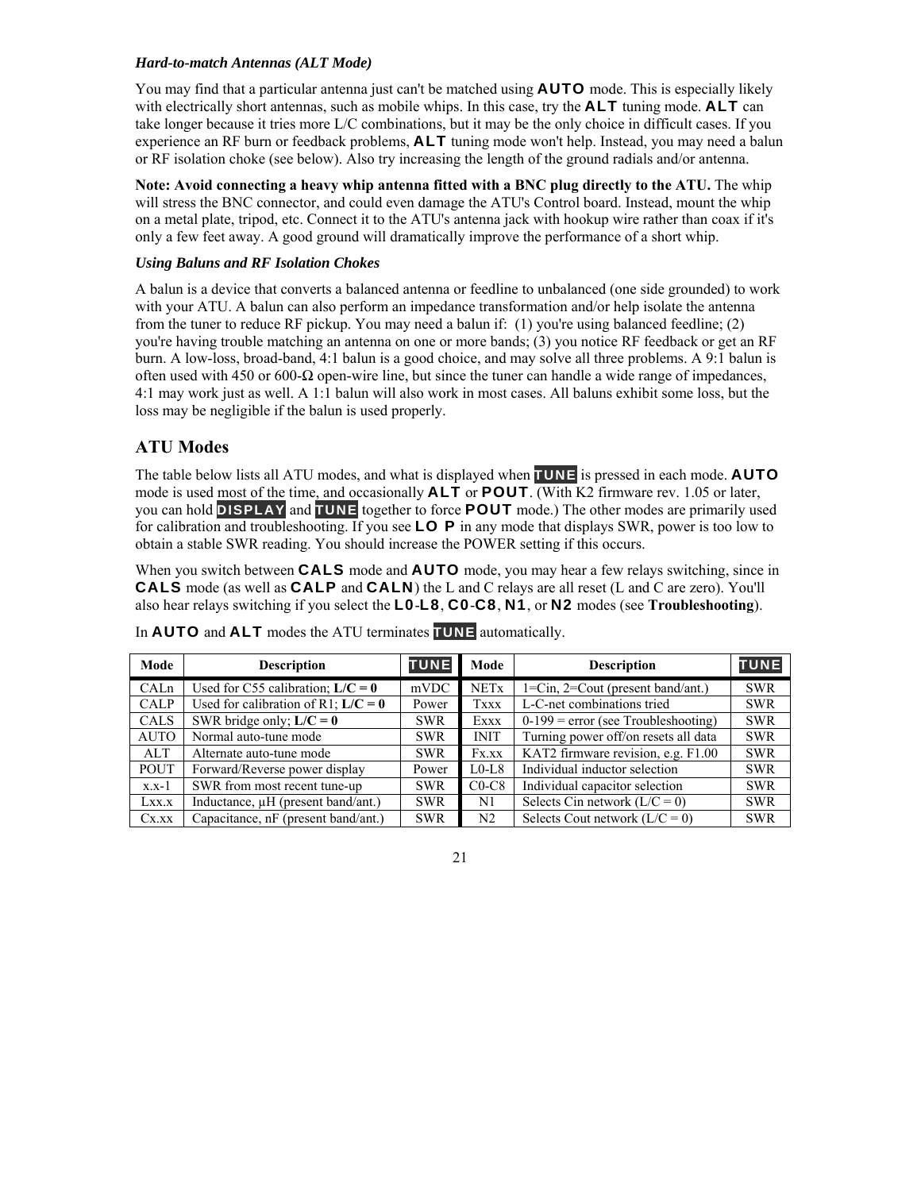### *Hard-to-match Antennas (ALT Mode)*

You may find that a particular antenna just can't be matched using **AUTO** mode. This is especially likely with electrically short antennas, such as mobile whips. In this case, try the **ALT** tuning mode. **ALT** can take longer because it tries more L/C combinations, but it may be the only choice in difficult cases. If you experience an RF burn or feedback problems, **ALT** tuning mode won't help. Instead, you may need a balun or RF isolation choke (see below). Also try increasing the length of the ground radials and/or antenna.

**Note: Avoid connecting a heavy whip antenna fitted with a BNC plug directly to the ATU.** The whip will stress the BNC connector, and could even damage the ATU's Control board. Instead, mount the whip on a metal plate, tripod, etc. Connect it to the ATU's antenna jack with hookup wire rather than coax if it's only a few feet away. A good ground will dramatically improve the performance of a short whip.

### *Using Baluns and RF Isolation Chokes*

A balun is a device that converts a balanced antenna or feedline to unbalanced (one side grounded) to work with your ATU. A balun can also perform an impedance transformation and/or help isolate the antenna from the tuner to reduce RF pickup. You may need a balun if: (1) you're using balanced feedline; (2) you're having trouble matching an antenna on one or more bands; (3) you notice RF feedback or get an RF burn. A low-loss, broad-band, 4:1 balun is a good choice, and may solve all three problems. A 9:1 balun is often used with 450 or 600-Ω open-wire line, but since the tuner can handle a wide range of impedances, 4:1 may work just as well. A 1:1 balun will also work in most cases. All baluns exhibit some loss, but the loss may be negligible if the balun is used properly.

## ATU Modes

The table below lists all ATU modes, and what is displayed when **TUNE** is pressed in each mode. **AUTO** mode is used most of the time, and occasionally **ALT** or **POUT**. (With K2 firmware rev. 1.05 or later, you can hold **DISPLAY** and **TUNE** together to force **POUT** mode.) The other modes are primarily used for calibration and troubleshooting. If you see **LO P** in any mode that displays SWR, power is too low to obtain a stable SWR reading. You should increase the POWER setting if this occurs.

When you switch between **CALS** mode and **AUTO** mode, you may hear a few relays switching, since in **CALS** mode (as well as **CALP** and **CALN**) the L and C relays are all reset (L and C are zero). You'll also hear relays switching if you select the **L0**-**L8**, **C0**-**C8**, **N1**, or **N2** modes (see **Troubleshooting**).

In **AUTO** and **ALT** modes the ATU terminates **TUNE** automatically.

| Mode | Description | TUNE | Mode | Description | TUNE |
|---|---|---|---|---|---|
| CALn | Used for C55 calibration; **L/C = 0** | mVDC | NETx | 1=Cin, 2=Cout (present band/ant.) | SWR |
| CALP | Used for calibration of R1; **L/C = 0** | Power | Txxx | L-C-net combinations tried | SWR |
| CALS | SWR bridge only; **L/C = 0** | SWR | Exxx | 0-199 = error (see Troubleshooting) | SWR |
| AUTO | Normal auto-tune mode | SWR | INIT | Turning power off/on resets all data | SWR |
| ALT | Alternate auto-tune mode | SWR | Fx.xx | KAT2 firmware revision, e.g. F1.00 | SWR |
| POUT | Forward/Reverse power display | Power | L0-L8 | Individual inductor selection | SWR |
| x.x-1 | SWR from most recent tune-up | SWR | C0-C8 | Individual capacitor selection | SWR |
| Lxx.x | Inductance, µH (present band/ant.) | SWR | N1 | Selects Cin network (L/C = 0) | SWR |
| Cx.xx | Capacitance, nF (present band/ant.) | SWR | N2 | Selects Cout network (L/C = 0) | SWR |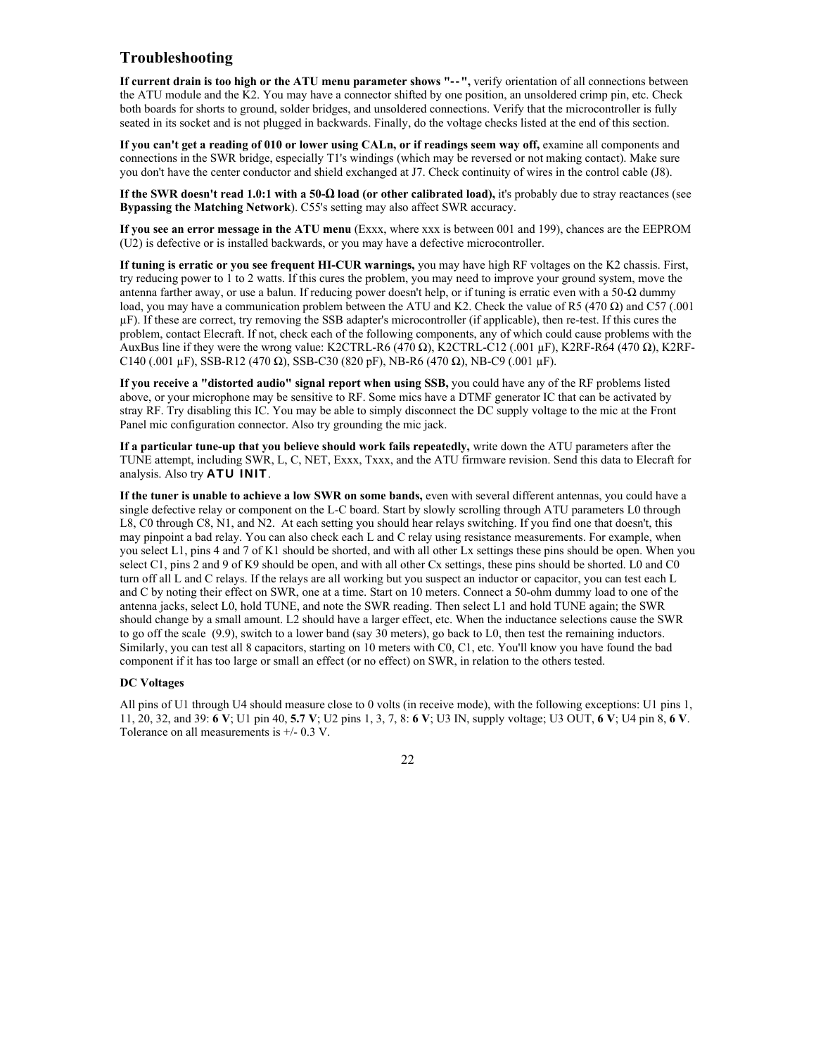## Troubleshooting

**If current drain is too high or the ATU menu parameter shows "--",** verify orientation of all connections between the ATU module and the K2. You may have a connector shifted by one position, an unsoldered crimp pin, etc. Check both boards for shorts to ground, solder bridges, and unsoldered connections. Verify that the microcontroller is fully seated in its socket and is not plugged in backwards. Finally, do the voltage checks listed at the end of this section.

**If you can't get a reading of 010 or lower using CALn, or if readings seem way off,** examine all components and connections in the SWR bridge, especially T1's windings (which may be reversed or not making contact). Make sure you don't have the center conductor and shield exchanged at J7. Check continuity of wires in the control cable (J8).

**If the SWR doesn't read 1.0:1 with a 50-Ω load (or other calibrated load),** it's probably due to stray reactances (see **Bypassing the Matching Network**). C55's setting may also affect SWR accuracy.

**If you see an error message in the ATU menu** (Exxx, where xxx is between 001 and 199), chances are the EEPROM (U2) is defective or is installed backwards, or you may have a defective microcontroller.

**If tuning is erratic or you see frequent HI-CUR warnings,** you may have high RF voltages on the K2 chassis. First, try reducing power to 1 to 2 watts. If this cures the problem, you may need to improve your ground system, move the antenna farther away, or use a balun. If reducing power doesn't help, or if tuning is erratic even with a 50-Ω dummy load, you may have a communication problem between the ATU and K2. Check the value of R5 (470 Ω) and C57 (.001 µF). If these are correct, try removing the SSB adapter's microcontroller (if applicable), then re-test. If this cures the problem, contact Elecraft. If not, check each of the following components, any of which could cause problems with the AuxBus line if they were the wrong value: K2CTRL-R6 (470 Ω), K2CTRL-C12 (.001 µF), K2RF-R64 (470 Ω), K2RF-C140 (.001 µF), SSB-R12 (470 Ω), SSB-C30 (820 pF), NB-R6 (470 Ω), NB-C9 (.001 µF).

**If you receive a "distorted audio" signal report when using SSB,** you could have any of the RF problems listed above, or your microphone may be sensitive to RF. Some mics have a DTMF generator IC that can be activated by stray RF. Try disabling this IC. You may be able to simply disconnect the DC supply voltage to the mic at the Front Panel mic configuration connector. Also try grounding the mic jack.

**If a particular tune-up that you believe should work fails repeatedly,** write down the ATU parameters after the TUNE attempt, including SWR, L, C, NET, Exxx, Txxx, and the ATU firmware revision. Send this data to Elecraft for analysis. Also try **ATU INIT**.

**If the tuner is unable to achieve a low SWR on some bands,** even with several different antennas, you could have a single defective relay or component on the L-C board. Start by slowly scrolling through ATU parameters L0 through L8, C0 through C8, N1, and N2. At each setting you should hear relays switching. If you find one that doesn't, this may pinpoint a bad relay. You can also check each L and C relay using resistance measurements. For example, when you select L1, pins 4 and 7 of K1 should be shorted, and with all other Lx settings these pins should be open. When you select C1, pins 2 and 9 of K9 should be open, and with all other Cx settings, these pins should be shorted. L0 and C0 turn off all L and C relays. If the relays are all working but you suspect an inductor or capacitor, you can test each L and C by noting their effect on SWR, one at a time. Start on 10 meters. Connect a 50-ohm dummy load to one of the antenna jacks, select L0, hold TUNE, and note the SWR reading. Then select L1 and hold TUNE again; the SWR should change by a small amount. L2 should have a larger effect, etc. When the inductance selections cause the SWR to go off the scale (9.9), switch to a lower band (say 30 meters), go back to L0, then test the remaining inductors. Similarly, you can test all 8 capacitors, starting on 10 meters with C0, C1, etc. You'll know you have found the bad component if it has too large or small an effect (or no effect) on SWR, in relation to the others tested.

**DC Voltages**

All pins of U1 through U4 should measure close to 0 volts (in receive mode), with the following exceptions: U1 pins 1, 11, 20, 32, and 39: **6 V**; U1 pin 40, **5.7 V**; U2 pins 1, 3, 7, 8: **6 V**; U3 IN, supply voltage; U3 OUT, **6 V**; U4 pin 8, **6 V**. Tolerance on all measurements is +/- 0.3 V.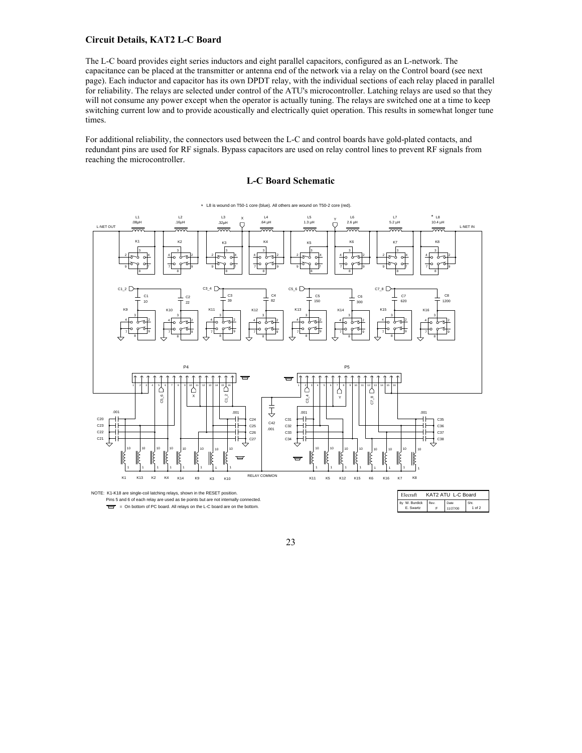### Circuit Details, KAT2 L-C Board

The L-C board provides eight series inductors and eight parallel capacitors, configured as an L-network. The capacitance can be placed at the transmitter or antenna end of the network via a relay on the Control board (see next page). Each inductor and capacitor has its own DPDT relay, with the individual sections of each relay placed in parallel for reliability. The relays are selected under control of the ATU's microcontroller. Latching relays are used so that they will not consume any power except when the operator is actually tuning. The relays are switched one at a time to keep switching current low and to provide acoustically and electrically quiet operation. This results in somewhat longer tune times.

For additional reliability, the connectors used between the L-C and control boards have gold-plated contacts, and redundant pins are used for RF signals. Bypass capacitors are used on relay control lines to prevent RF signals from reaching the microcontroller.

### L-C Board Schematic

\* L8 is wound on T50-1 core (blue). All others are wound on T50-2 core (red).

NOTE: K1-K18 are single-coil latching relays, shown in the RESET position.
Pins 5 and 6 of each relay are used as tie points but are not internally connected.
= On bottom of PC board. All relays on the L-C board are on the bottom.

| Elecraft | KAT2 ATU L-C Board | | |
|---|---|---|---|
| By W. Burdick E. Swartz | Rev. F | Date 11/27/00 | Sht. 1 of 2 |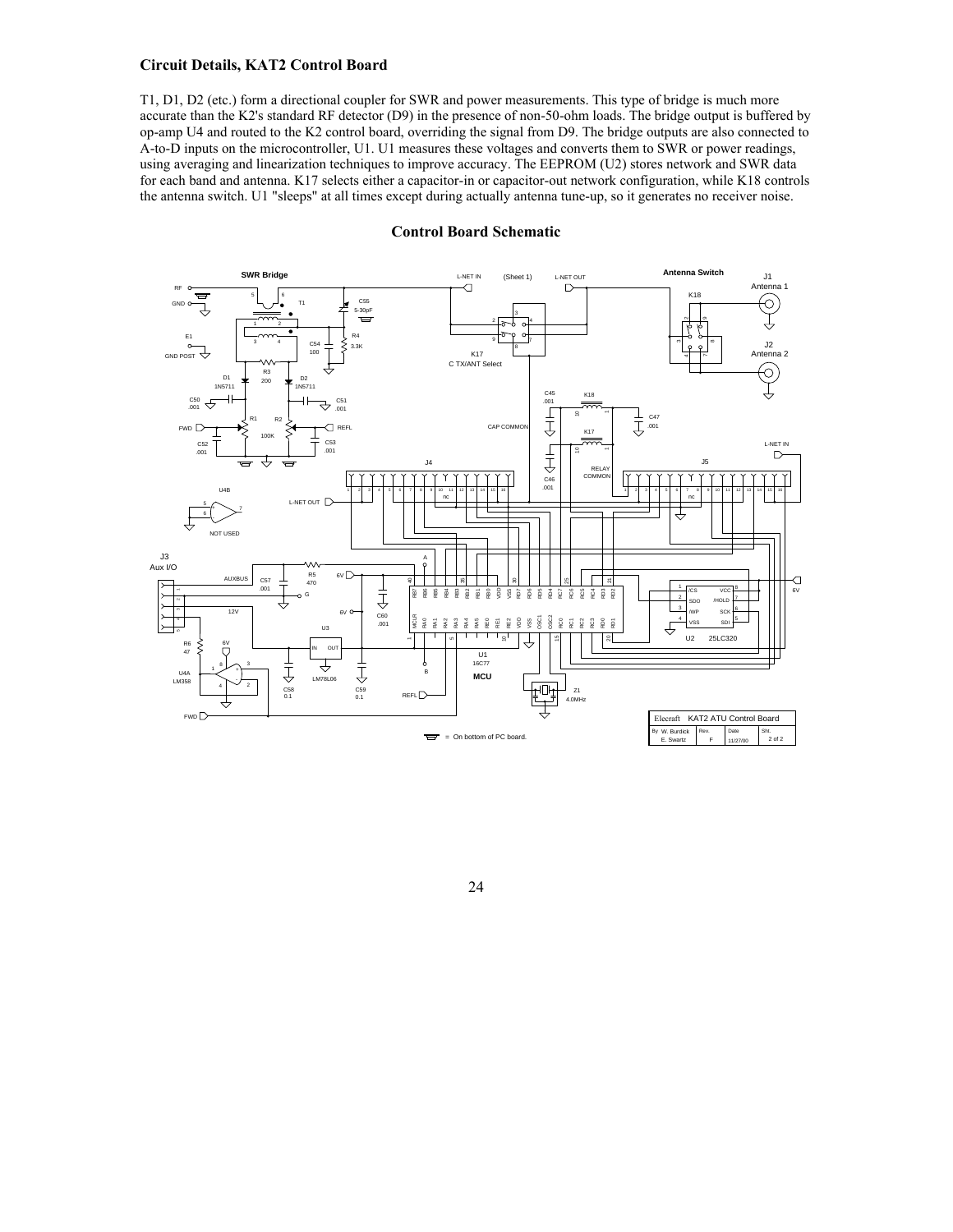### Circuit Details, KAT2 Control Board

T1, D1, D2 (etc.) form a directional coupler for SWR and power measurements. This type of bridge is much more accurate than the K2's standard RF detector (D9) in the presence of non-50-ohm loads. The bridge output is buffered by op-amp U4 and routed to the K2 control board, overriding the signal from D9. The bridge outputs are also connected to A-to-D inputs on the microcontroller, U1. U1 measures these voltages and converts them to SWR or power readings, using averaging and linearization techniques to improve accuracy. The EEPROM (U2) stores network and SWR data for each band and antenna. K17 selects either a capacitor-in or capacitor-out network configuration, while K18 controls the antenna switch. U1 "sleeps" at all times except during actually antenna tune-up, so it generates no receiver noise.

### Control Board Schematic

SWR Bridge

Antenna Switch

Elecraft KAT2 ATU Control Board

By W. Burdick, E. Swartz | Rev. F | Date 11/27/00 | Sht. 2 of 2

= On bottom of PC board.